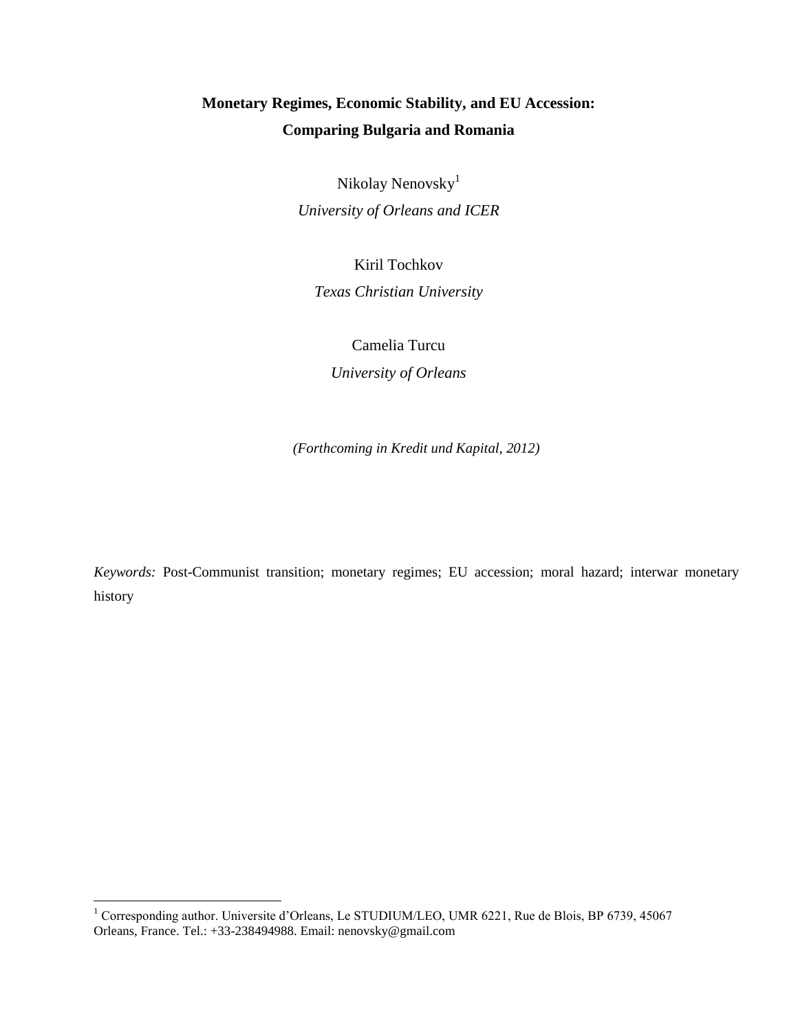# Monetary Regimes, Economic Stability, and EU Accession: Comparing Bulgaria and Romania

Nikolay Nenovsky[1]

*University of Orleans and ICER*

Kiril Tochkov

*Texas Christian University*

Camelia Turcu

*University of Orleans*

*(Forthcoming in Kredit und Kapital, 2012)*

*Keywords:* Post-Communist transition; monetary regimes; EU accession; moral hazard; interwar monetary history

---

[1] Corresponding author. Universite d'Orleans, Le STUDIUM/LEO, UMR 6221, Rue de Blois, BP 6739, 45067 Orleans, France. Tel.: +33-238494988. Email: nenovsky@gmail.com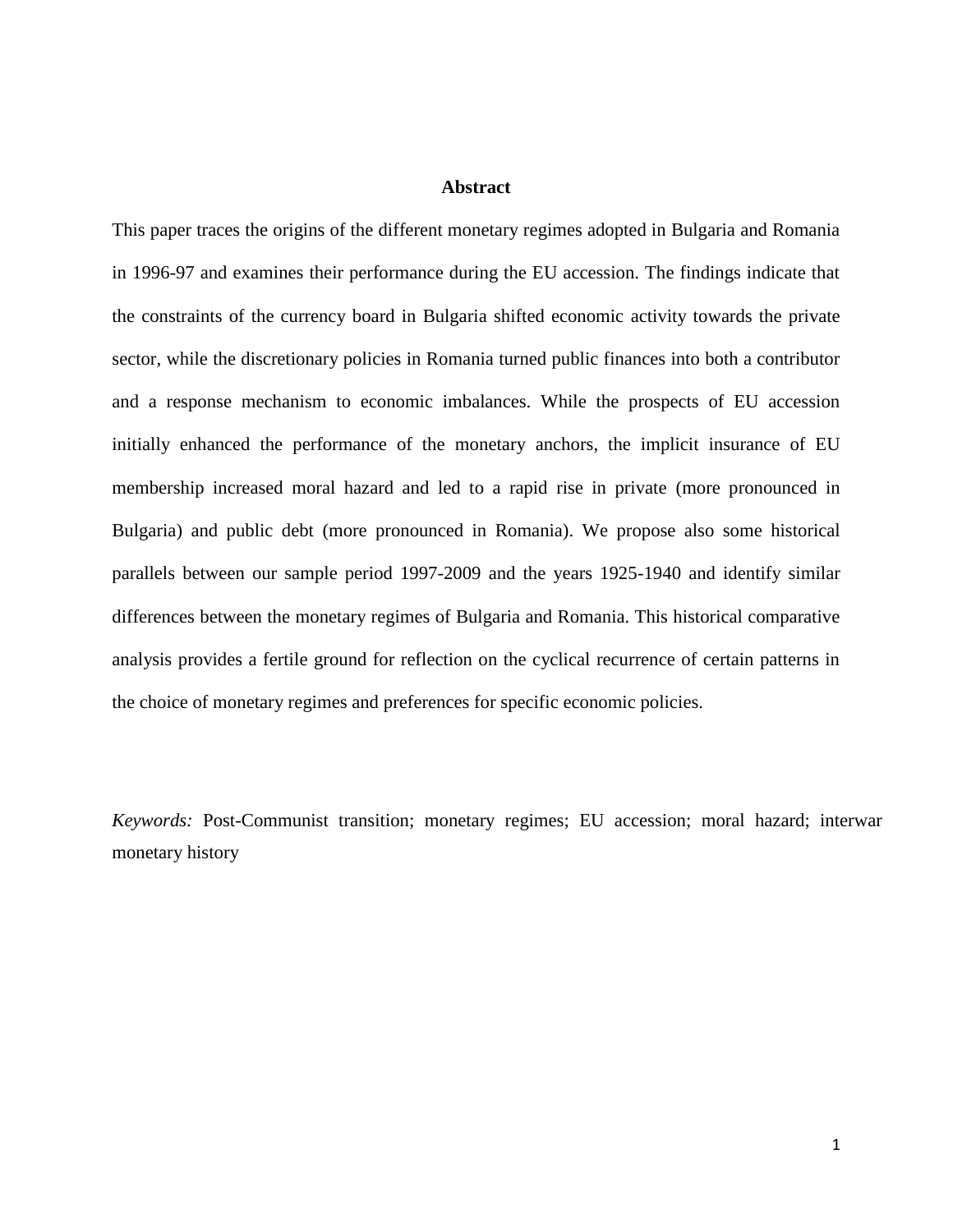## Abstract

This paper traces the origins of the different monetary regimes adopted in Bulgaria and Romania in 1996-97 and examines their performance during the EU accession. The findings indicate that the constraints of the currency board in Bulgaria shifted economic activity towards the private sector, while the discretionary policies in Romania turned public finances into both a contributor and a response mechanism to economic imbalances. While the prospects of EU accession initially enhanced the performance of the monetary anchors, the implicit insurance of EU membership increased moral hazard and led to a rapid rise in private (more pronounced in Bulgaria) and public debt (more pronounced in Romania). We propose also some historical parallels between our sample period 1997-2009 and the years 1925-1940 and identify similar differences between the monetary regimes of Bulgaria and Romania. This historical comparative analysis provides a fertile ground for reflection on the cyclical recurrence of certain patterns in the choice of monetary regimes and preferences for specific economic policies.

*Keywords:* Post-Communist transition; monetary regimes; EU accession; moral hazard; interwar monetary history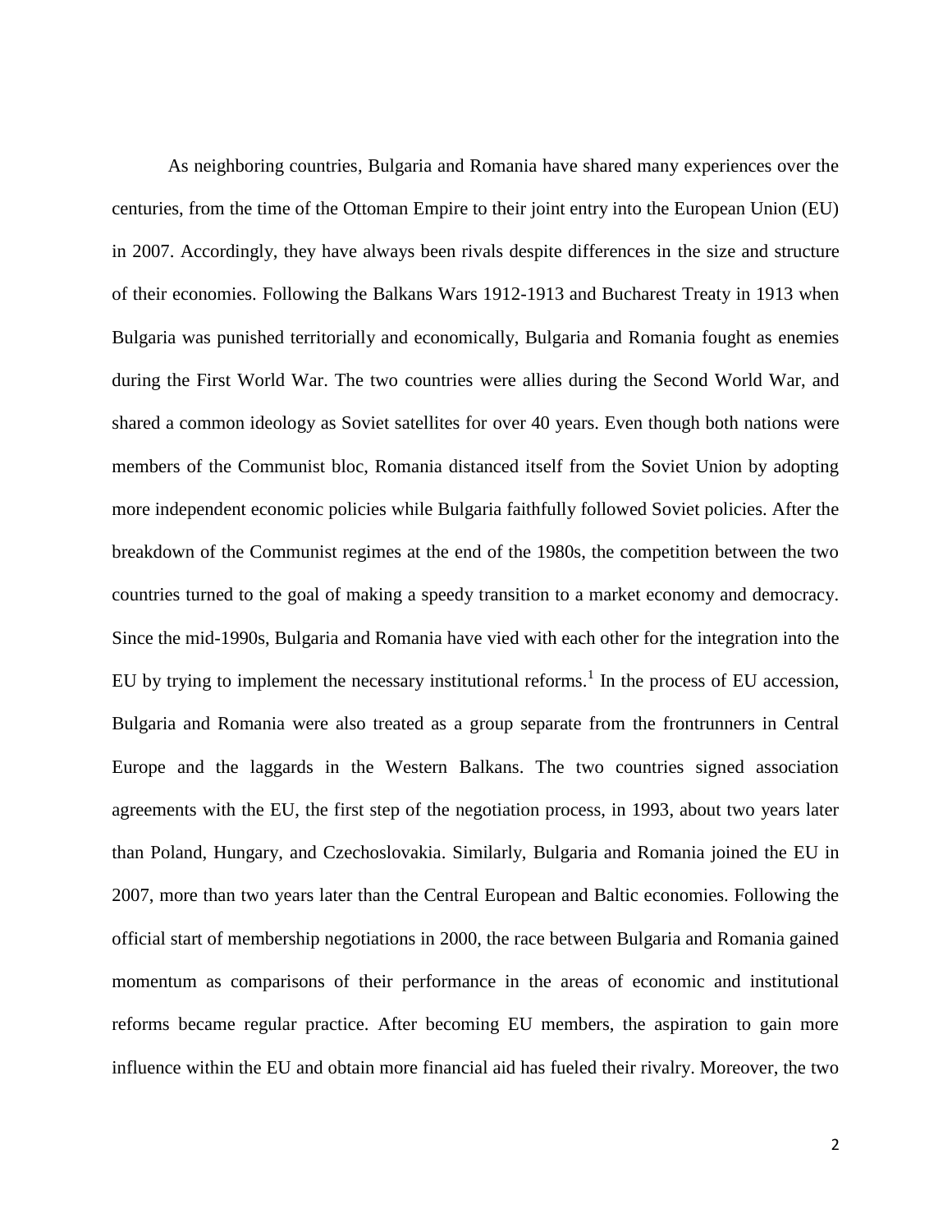As neighboring countries, Bulgaria and Romania have shared many experiences over the centuries, from the time of the Ottoman Empire to their joint entry into the European Union (EU) in 2007. Accordingly, they have always been rivals despite differences in the size and structure of their economies. Following the Balkans Wars 1912-1913 and Bucharest Treaty in 1913 when Bulgaria was punished territorially and economically, Bulgaria and Romania fought as enemies during the First World War. The two countries were allies during the Second World War, and shared a common ideology as Soviet satellites for over 40 years. Even though both nations were members of the Communist bloc, Romania distanced itself from the Soviet Union by adopting more independent economic policies while Bulgaria faithfully followed Soviet policies. After the breakdown of the Communist regimes at the end of the 1980s, the competition between the two countries turned to the goal of making a speedy transition to a market economy and democracy. Since the mid-1990s, Bulgaria and Romania have vied with each other for the integration into the EU by trying to implement the necessary institutional reforms.[1] In the process of EU accession, Bulgaria and Romania were also treated as a group separate from the frontrunners in Central Europe and the laggards in the Western Balkans. The two countries signed association agreements with the EU, the first step of the negotiation process, in 1993, about two years later than Poland, Hungary, and Czechoslovakia. Similarly, Bulgaria and Romania joined the EU in 2007, more than two years later than the Central European and Baltic economies. Following the official start of membership negotiations in 2000, the race between Bulgaria and Romania gained momentum as comparisons of their performance in the areas of economic and institutional reforms became regular practice. After becoming EU members, the aspiration to gain more influence within the EU and obtain more financial aid has fueled their rivalry. Moreover, the two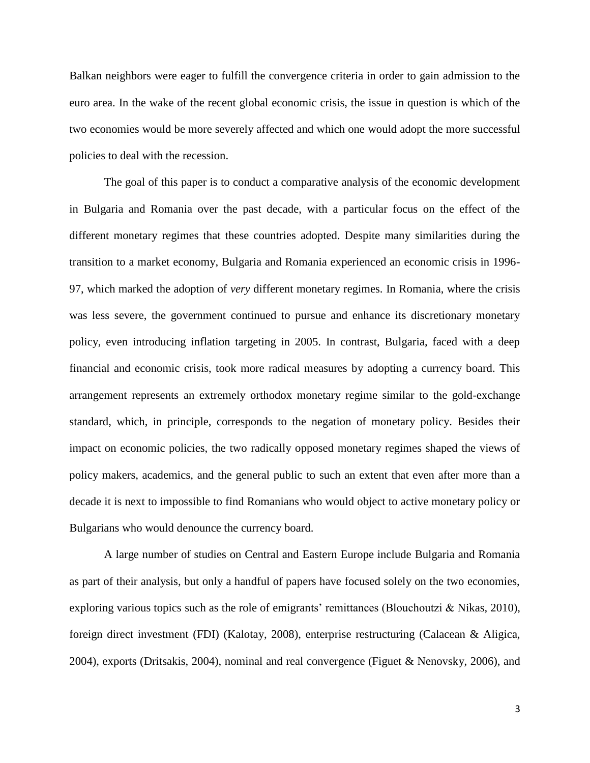Balkan neighbors were eager to fulfill the convergence criteria in order to gain admission to the euro area. In the wake of the recent global economic crisis, the issue in question is which of the two economies would be more severely affected and which one would adopt the more successful policies to deal with the recession.

The goal of this paper is to conduct a comparative analysis of the economic development in Bulgaria and Romania over the past decade, with a particular focus on the effect of the different monetary regimes that these countries adopted. Despite many similarities during the transition to a market economy, Bulgaria and Romania experienced an economic crisis in 1996-97, which marked the adoption of *very* different monetary regimes. In Romania, where the crisis was less severe, the government continued to pursue and enhance its discretionary monetary policy, even introducing inflation targeting in 2005. In contrast, Bulgaria, faced with a deep financial and economic crisis, took more radical measures by adopting a currency board. This arrangement represents an extremely orthodox monetary regime similar to the gold-exchange standard, which, in principle, corresponds to the negation of monetary policy. Besides their impact on economic policies, the two radically opposed monetary regimes shaped the views of policy makers, academics, and the general public to such an extent that even after more than a decade it is next to impossible to find Romanians who would object to active monetary policy or Bulgarians who would denounce the currency board.

A large number of studies on Central and Eastern Europe include Bulgaria and Romania as part of their analysis, but only a handful of papers have focused solely on the two economies, exploring various topics such as the role of emigrants' remittances (Blouchoutzi & Nikas, 2010), foreign direct investment (FDI) (Kalotay, 2008), enterprise restructuring (Calacean & Aligica, 2004), exports (Dritsakis, 2004), nominal and real convergence (Figuet & Nenovsky, 2006), and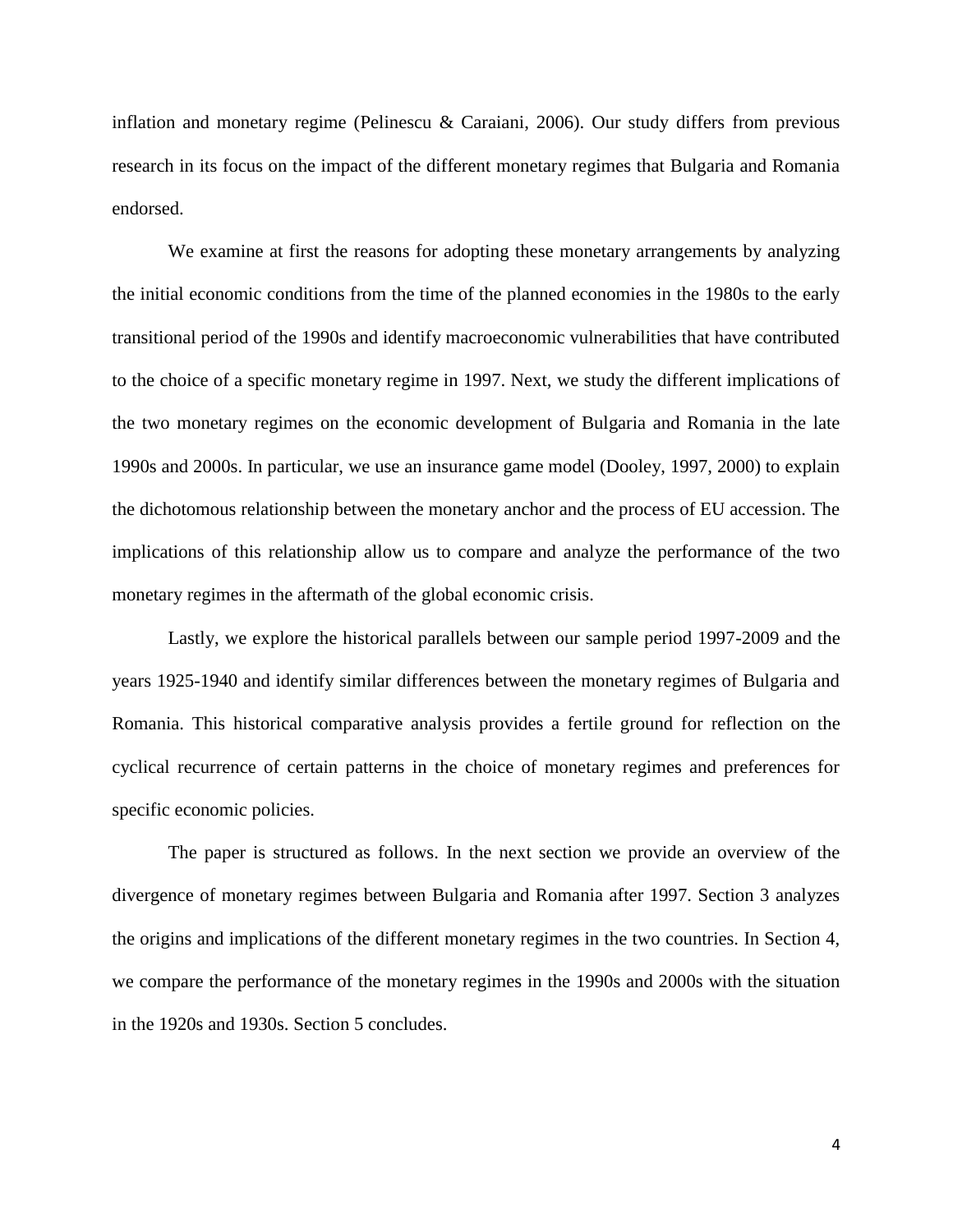inflation and monetary regime (Pelinescu & Caraiani, 2006). Our study differs from previous research in its focus on the impact of the different monetary regimes that Bulgaria and Romania endorsed.

We examine at first the reasons for adopting these monetary arrangements by analyzing the initial economic conditions from the time of the planned economies in the 1980s to the early transitional period of the 1990s and identify macroeconomic vulnerabilities that have contributed to the choice of a specific monetary regime in 1997. Next, we study the different implications of the two monetary regimes on the economic development of Bulgaria and Romania in the late 1990s and 2000s. In particular, we use an insurance game model (Dooley, 1997, 2000) to explain the dichotomous relationship between the monetary anchor and the process of EU accession. The implications of this relationship allow us to compare and analyze the performance of the two monetary regimes in the aftermath of the global economic crisis.

Lastly, we explore the historical parallels between our sample period 1997-2009 and the years 1925-1940 and identify similar differences between the monetary regimes of Bulgaria and Romania. This historical comparative analysis provides a fertile ground for reflection on the cyclical recurrence of certain patterns in the choice of monetary regimes and preferences for specific economic policies.

The paper is structured as follows. In the next section we provide an overview of the divergence of monetary regimes between Bulgaria and Romania after 1997. Section 3 analyzes the origins and implications of the different monetary regimes in the two countries. In Section 4, we compare the performance of the monetary regimes in the 1990s and 2000s with the situation in the 1920s and 1930s. Section 5 concludes.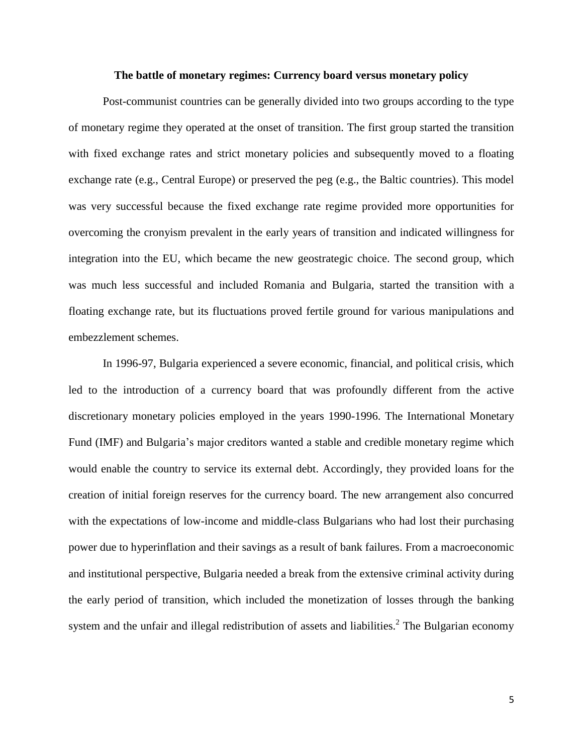### The battle of monetary regimes: Currency board versus monetary policy

Post-communist countries can be generally divided into two groups according to the type of monetary regime they operated at the onset of transition. The first group started the transition with fixed exchange rates and strict monetary policies and subsequently moved to a floating exchange rate (e.g., Central Europe) or preserved the peg (e.g., the Baltic countries). This model was very successful because the fixed exchange rate regime provided more opportunities for overcoming the cronyism prevalent in the early years of transition and indicated willingness for integration into the EU, which became the new geostrategic choice. The second group, which was much less successful and included Romania and Bulgaria, started the transition with a floating exchange rate, but its fluctuations proved fertile ground for various manipulations and embezzlement schemes.

In 1996-97, Bulgaria experienced a severe economic, financial, and political crisis, which led to the introduction of a currency board that was profoundly different from the active discretionary monetary policies employed in the years 1990-1996. The International Monetary Fund (IMF) and Bulgaria's major creditors wanted a stable and credible monetary regime which would enable the country to service its external debt. Accordingly, they provided loans for the creation of initial foreign reserves for the currency board. The new arrangement also concurred with the expectations of low-income and middle-class Bulgarians who had lost their purchasing power due to hyperinflation and their savings as a result of bank failures. From a macroeconomic and institutional perspective, Bulgaria needed a break from the extensive criminal activity during the early period of transition, which included the monetization of losses through the banking system and the unfair and illegal redistribution of assets and liabilities.[2] The Bulgarian economy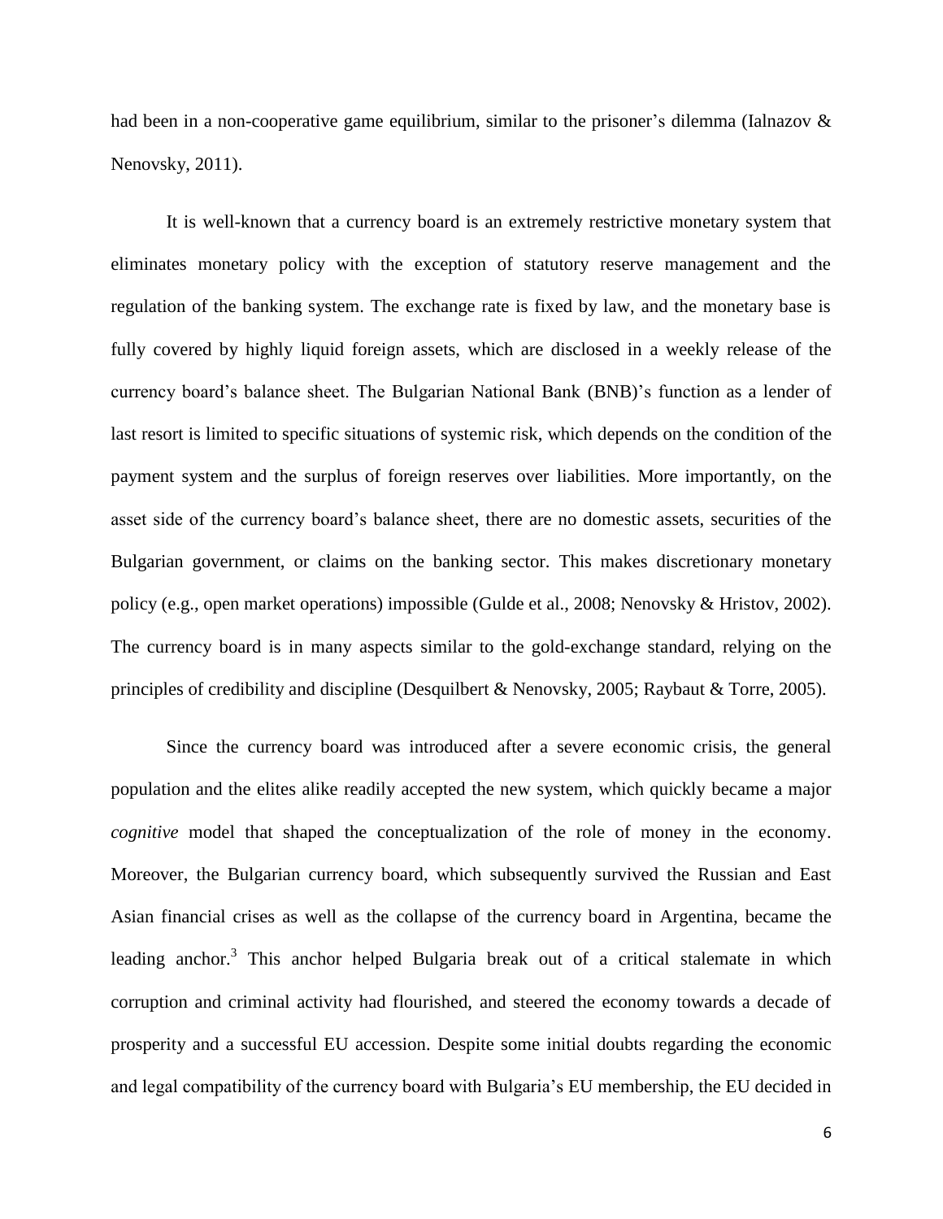had been in a non-cooperative game equilibrium, similar to the prisoner's dilemma (Ialnazov & Nenovsky, 2011).

It is well-known that a currency board is an extremely restrictive monetary system that eliminates monetary policy with the exception of statutory reserve management and the regulation of the banking system. The exchange rate is fixed by law, and the monetary base is fully covered by highly liquid foreign assets, which are disclosed in a weekly release of the currency board's balance sheet. The Bulgarian National Bank (BNB)'s function as a lender of last resort is limited to specific situations of systemic risk, which depends on the condition of the payment system and the surplus of foreign reserves over liabilities. More importantly, on the asset side of the currency board's balance sheet, there are no domestic assets, securities of the Bulgarian government, or claims on the banking sector. This makes discretionary monetary policy (e.g., open market operations) impossible (Gulde et al., 2008; Nenovsky & Hristov, 2002). The currency board is in many aspects similar to the gold-exchange standard, relying on the principles of credibility and discipline (Desquilbert & Nenovsky, 2005; Raybaut & Torre, 2005).

Since the currency board was introduced after a severe economic crisis, the general population and the elites alike readily accepted the new system, which quickly became a major *cognitive* model that shaped the conceptualization of the role of money in the economy. Moreover, the Bulgarian currency board, which subsequently survived the Russian and East Asian financial crises as well as the collapse of the currency board in Argentina, became the leading anchor.[3] This anchor helped Bulgaria break out of a critical stalemate in which corruption and criminal activity had flourished, and steered the economy towards a decade of prosperity and a successful EU accession. Despite some initial doubts regarding the economic and legal compatibility of the currency board with Bulgaria's EU membership, the EU decided in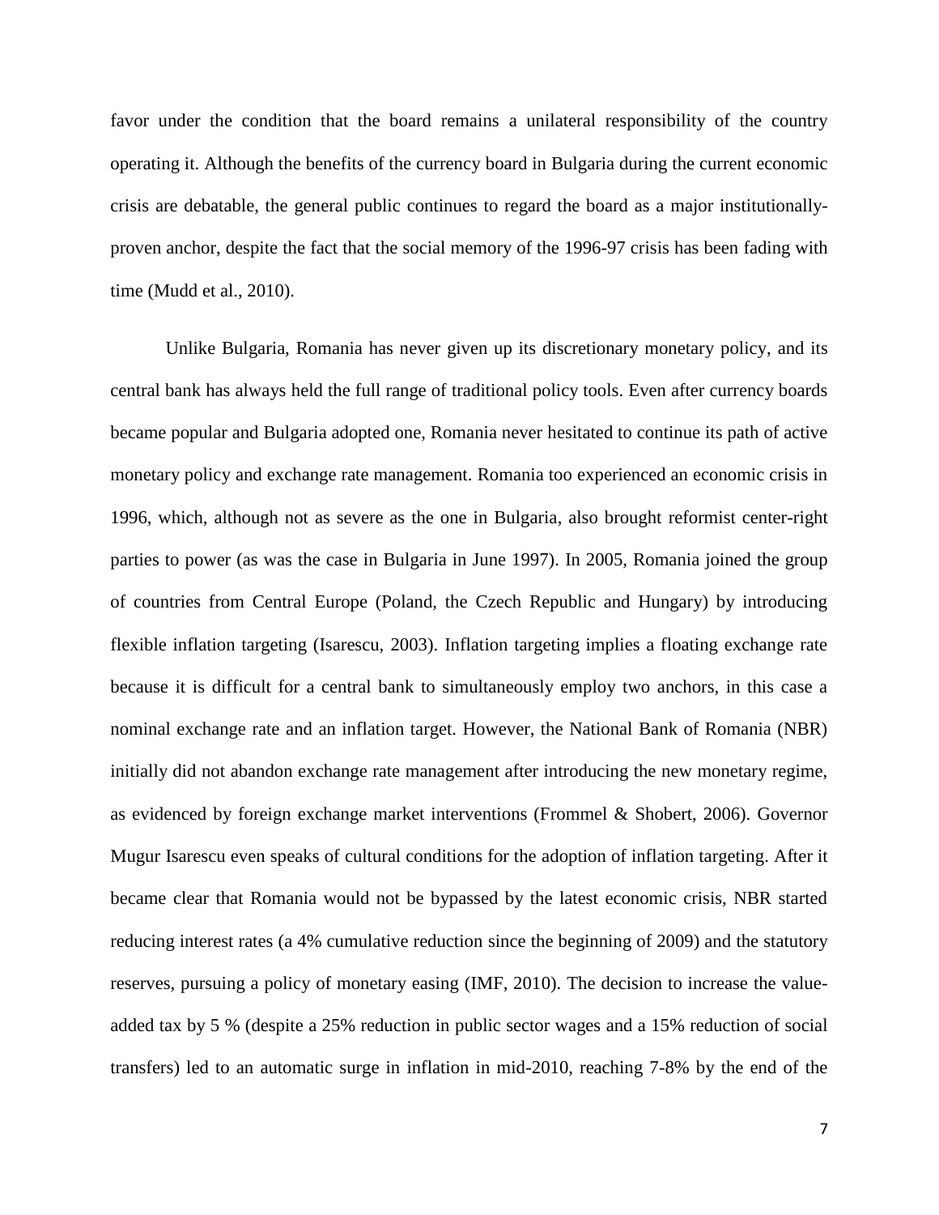favor under the condition that the board remains a unilateral responsibility of the country operating it. Although the benefits of the currency board in Bulgaria during the current economic crisis are debatable, the general public continues to regard the board as a major institutionally-proven anchor, despite the fact that the social memory of the 1996-97 crisis has been fading with time (Mudd et al., 2010).

Unlike Bulgaria, Romania has never given up its discretionary monetary policy, and its central bank has always held the full range of traditional policy tools. Even after currency boards became popular and Bulgaria adopted one, Romania never hesitated to continue its path of active monetary policy and exchange rate management. Romania too experienced an economic crisis in 1996, which, although not as severe as the one in Bulgaria, also brought reformist center-right parties to power (as was the case in Bulgaria in June 1997). In 2005, Romania joined the group of countries from Central Europe (Poland, the Czech Republic and Hungary) by introducing flexible inflation targeting (Isarescu, 2003). Inflation targeting implies a floating exchange rate because it is difficult for a central bank to simultaneously employ two anchors, in this case a nominal exchange rate and an inflation target. However, the National Bank of Romania (NBR) initially did not abandon exchange rate management after introducing the new monetary regime, as evidenced by foreign exchange market interventions (Frommel & Shobert, 2006). Governor Mugur Isarescu even speaks of cultural conditions for the adoption of inflation targeting. After it became clear that Romania would not be bypassed by the latest economic crisis, NBR started reducing interest rates (a 4% cumulative reduction since the beginning of 2009) and the statutory reserves, pursuing a policy of monetary easing (IMF, 2010). The decision to increase the value-added tax by 5 % (despite a 25% reduction in public sector wages and a 15% reduction of social transfers) led to an automatic surge in inflation in mid-2010, reaching 7-8% by the end of the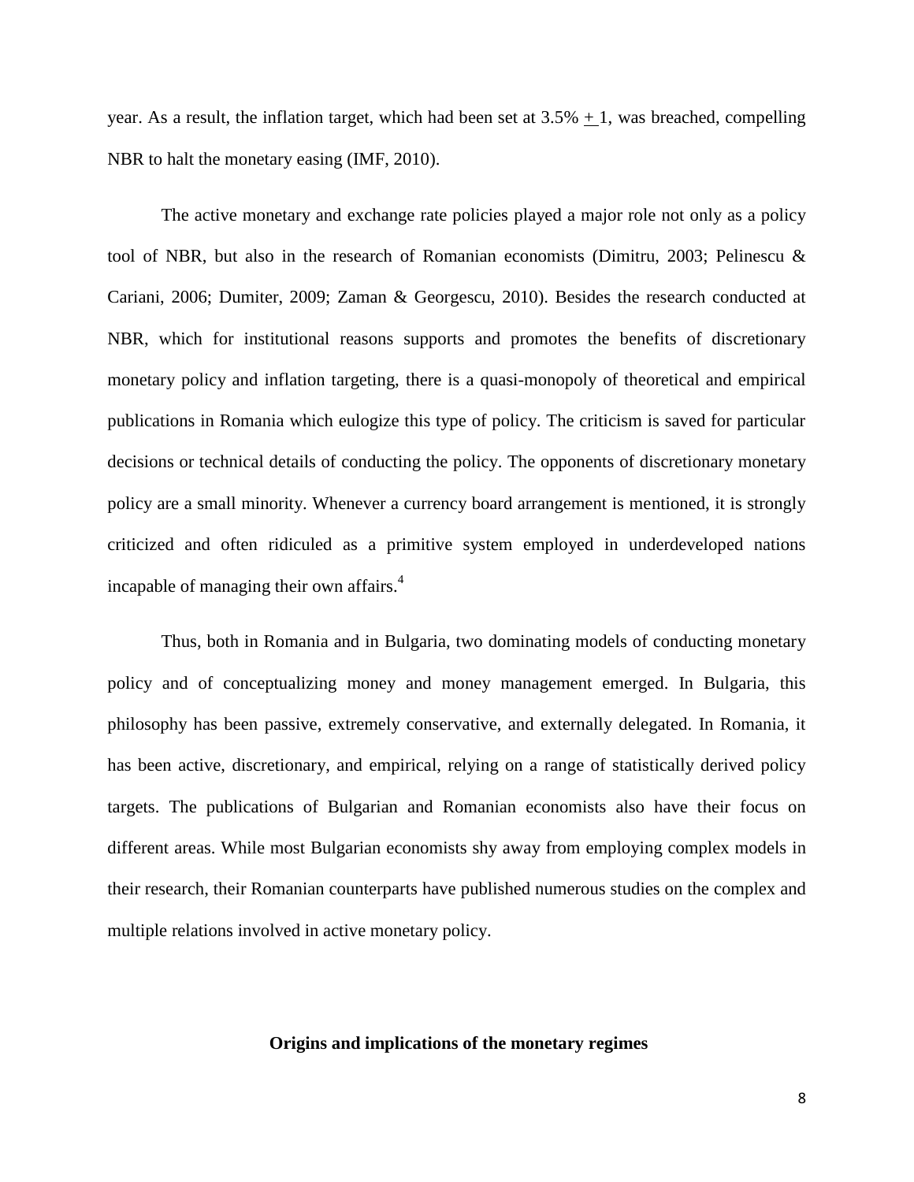year. As a result, the inflation target, which had been set at 3.5% $\pm$ 1, was breached, compelling NBR to halt the monetary easing (IMF, 2010).

The active monetary and exchange rate policies played a major role not only as a policy tool of NBR, but also in the research of Romanian economists (Dimitru, 2003; Pelinescu & Cariani, 2006; Dumiter, 2009; Zaman & Georgescu, 2010). Besides the research conducted at NBR, which for institutional reasons supports and promotes the benefits of discretionary monetary policy and inflation targeting, there is a quasi-monopoly of theoretical and empirical publications in Romania which eulogize this type of policy. The criticism is saved for particular decisions or technical details of conducting the policy. The opponents of discretionary monetary policy are a small minority. Whenever a currency board arrangement is mentioned, it is strongly criticized and often ridiculed as a primitive system employed in underdeveloped nations incapable of managing their own affairs.[4]

Thus, both in Romania and in Bulgaria, two dominating models of conducting monetary policy and of conceptualizing money and money management emerged. In Bulgaria, this philosophy has been passive, extremely conservative, and externally delegated. In Romania, it has been active, discretionary, and empirical, relying on a range of statistically derived policy targets. The publications of Bulgarian and Romanian economists also have their focus on different areas. While most Bulgarian economists shy away from employing complex models in their research, their Romanian counterparts have published numerous studies on the complex and multiple relations involved in active monetary policy.

## Origins and implications of the monetary regimes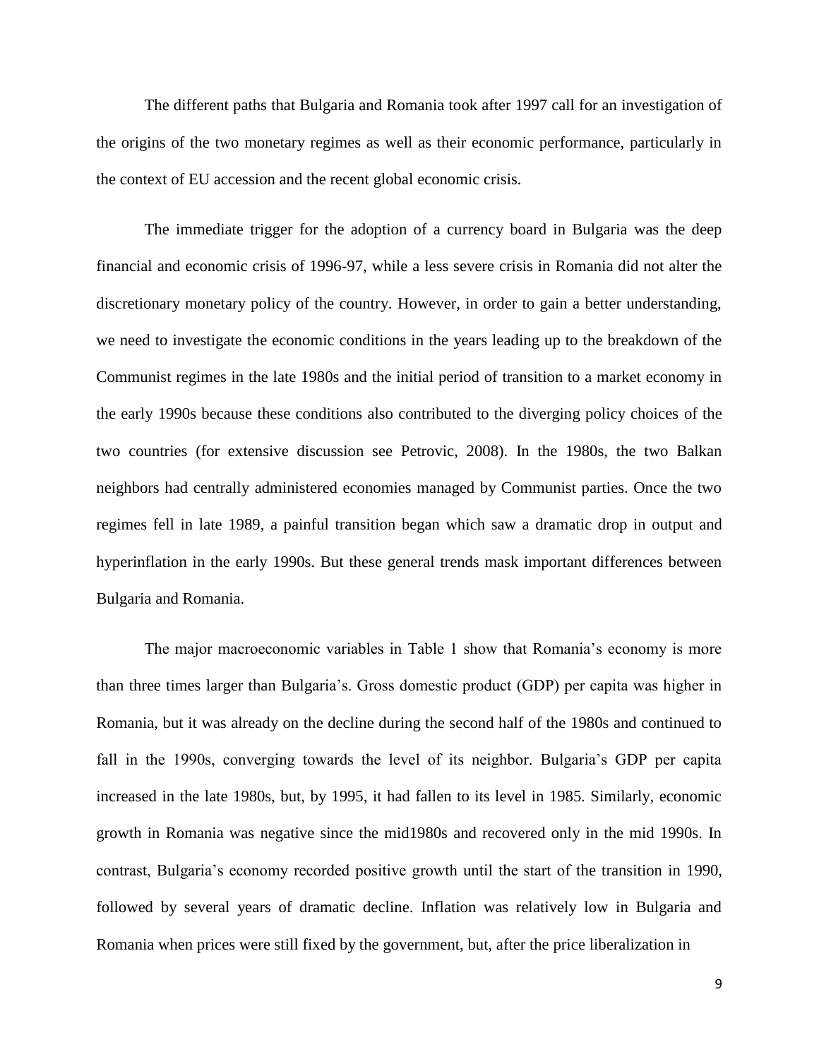The different paths that Bulgaria and Romania took after 1997 call for an investigation of the origins of the two monetary regimes as well as their economic performance, particularly in the context of EU accession and the recent global economic crisis.

The immediate trigger for the adoption of a currency board in Bulgaria was the deep financial and economic crisis of 1996-97, while a less severe crisis in Romania did not alter the discretionary monetary policy of the country. However, in order to gain a better understanding, we need to investigate the economic conditions in the years leading up to the breakdown of the Communist regimes in the late 1980s and the initial period of transition to a market economy in the early 1990s because these conditions also contributed to the diverging policy choices of the two countries (for extensive discussion see Petrovic, 2008). In the 1980s, the two Balkan neighbors had centrally administered economies managed by Communist parties. Once the two regimes fell in late 1989, a painful transition began which saw a dramatic drop in output and hyperinflation in the early 1990s. But these general trends mask important differences between Bulgaria and Romania.

The major macroeconomic variables in Table 1 show that Romania's economy is more than three times larger than Bulgaria's. Gross domestic product (GDP) per capita was higher in Romania, but it was already on the decline during the second half of the 1980s and continued to fall in the 1990s, converging towards the level of its neighbor. Bulgaria's GDP per capita increased in the late 1980s, but, by 1995, it had fallen to its level in 1985. Similarly, economic growth in Romania was negative since the mid1980s and recovered only in the mid 1990s. In contrast, Bulgaria's economy recorded positive growth until the start of the transition in 1990, followed by several years of dramatic decline. Inflation was relatively low in Bulgaria and Romania when prices were still fixed by the government, but, after the price liberalization in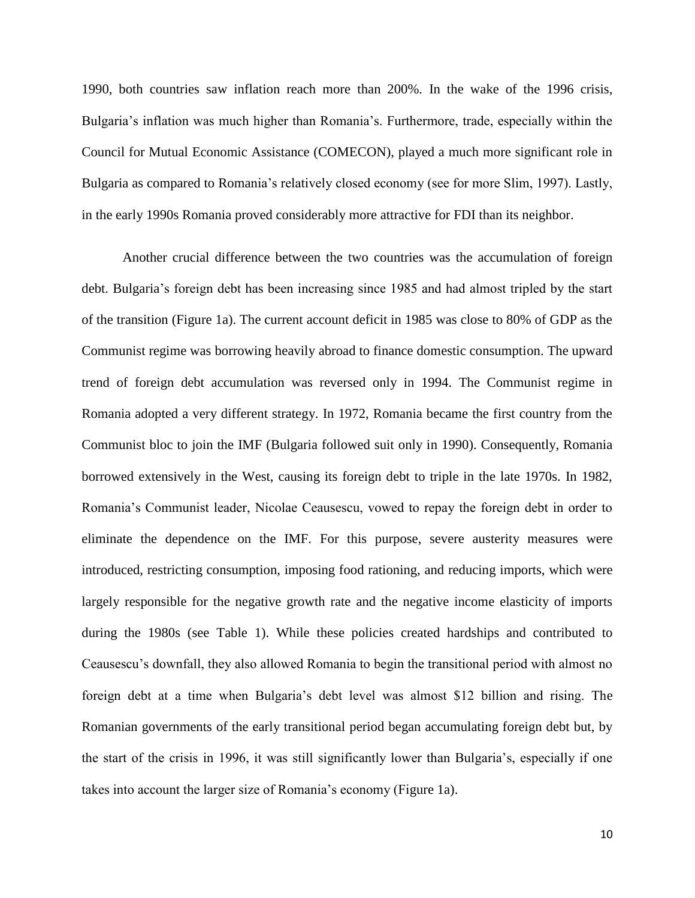1990, both countries saw inflation reach more than 200%. In the wake of the 1996 crisis, Bulgaria's inflation was much higher than Romania's. Furthermore, trade, especially within the Council for Mutual Economic Assistance (COMECON), played a much more significant role in Bulgaria as compared to Romania's relatively closed economy (see for more Slim, 1997). Lastly, in the early 1990s Romania proved considerably more attractive for FDI than its neighbor.

Another crucial difference between the two countries was the accumulation of foreign debt. Bulgaria's foreign debt has been increasing since 1985 and had almost tripled by the start of the transition (Figure 1a). The current account deficit in 1985 was close to 80% of GDP as the Communist regime was borrowing heavily abroad to finance domestic consumption. The upward trend of foreign debt accumulation was reversed only in 1994. The Communist regime in Romania adopted a very different strategy. In 1972, Romania became the first country from the Communist bloc to join the IMF (Bulgaria followed suit only in 1990). Consequently, Romania borrowed extensively in the West, causing its foreign debt to triple in the late 1970s. In 1982, Romania's Communist leader, Nicolae Ceausescu, vowed to repay the foreign debt in order to eliminate the dependence on the IMF. For this purpose, severe austerity measures were introduced, restricting consumption, imposing food rationing, and reducing imports, which were largely responsible for the negative growth rate and the negative income elasticity of imports during the 1980s (see Table 1). While these policies created hardships and contributed to Ceausescu's downfall, they also allowed Romania to begin the transitional period with almost no foreign debt at a time when Bulgaria's debt level was almost $12 billion and rising. The Romanian governments of the early transitional period began accumulating foreign debt but, by the start of the crisis in 1996, it was still significantly lower than Bulgaria's, especially if one takes into account the larger size of Romania's economy (Figure 1a).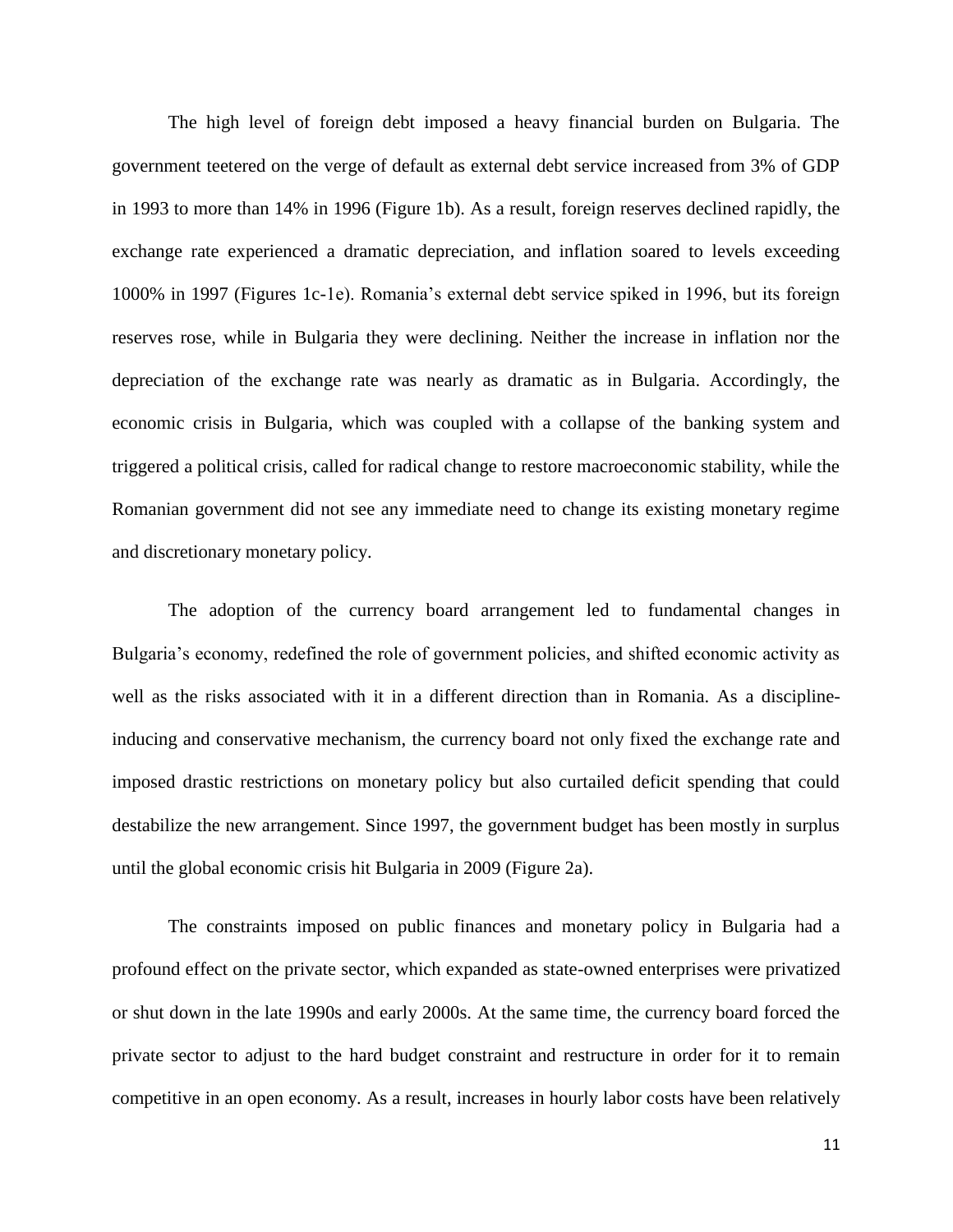The high level of foreign debt imposed a heavy financial burden on Bulgaria. The government teetered on the verge of default as external debt service increased from 3% of GDP in 1993 to more than 14% in 1996 (Figure 1b). As a result, foreign reserves declined rapidly, the exchange rate experienced a dramatic depreciation, and inflation soared to levels exceeding 1000% in 1997 (Figures 1c-1e). Romania's external debt service spiked in 1996, but its foreign reserves rose, while in Bulgaria they were declining. Neither the increase in inflation nor the depreciation of the exchange rate was nearly as dramatic as in Bulgaria. Accordingly, the economic crisis in Bulgaria, which was coupled with a collapse of the banking system and triggered a political crisis, called for radical change to restore macroeconomic stability, while the Romanian government did not see any immediate need to change its existing monetary regime and discretionary monetary policy.

The adoption of the currency board arrangement led to fundamental changes in Bulgaria's economy, redefined the role of government policies, and shifted economic activity as well as the risks associated with it in a different direction than in Romania. As a discipline-inducing and conservative mechanism, the currency board not only fixed the exchange rate and imposed drastic restrictions on monetary policy but also curtailed deficit spending that could destabilize the new arrangement. Since 1997, the government budget has been mostly in surplus until the global economic crisis hit Bulgaria in 2009 (Figure 2a).

The constraints imposed on public finances and monetary policy in Bulgaria had a profound effect on the private sector, which expanded as state-owned enterprises were privatized or shut down in the late 1990s and early 2000s. At the same time, the currency board forced the private sector to adjust to the hard budget constraint and restructure in order for it to remain competitive in an open economy. As a result, increases in hourly labor costs have been relatively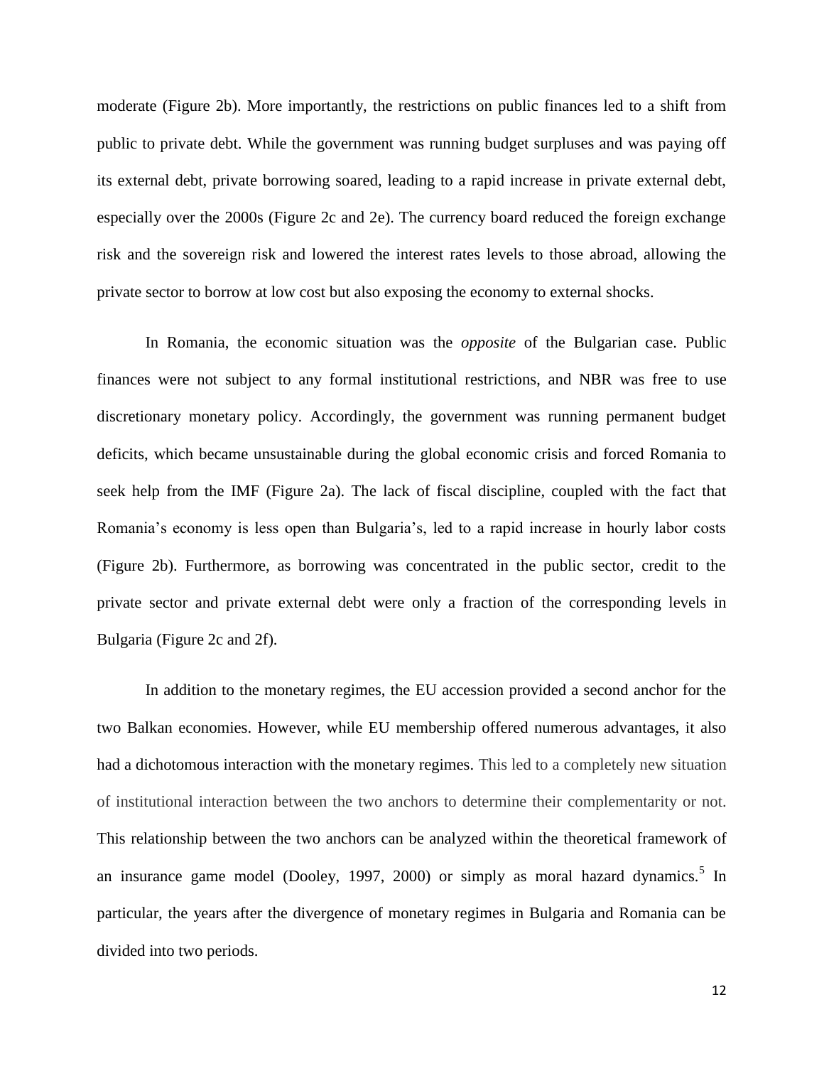moderate (Figure 2b). More importantly, the restrictions on public finances led to a shift from public to private debt. While the government was running budget surpluses and was paying off its external debt, private borrowing soared, leading to a rapid increase in private external debt, especially over the 2000s (Figure 2c and 2e). The currency board reduced the foreign exchange risk and the sovereign risk and lowered the interest rates levels to those abroad, allowing the private sector to borrow at low cost but also exposing the economy to external shocks.

In Romania, the economic situation was the *opposite* of the Bulgarian case. Public finances were not subject to any formal institutional restrictions, and NBR was free to use discretionary monetary policy. Accordingly, the government was running permanent budget deficits, which became unsustainable during the global economic crisis and forced Romania to seek help from the IMF (Figure 2a). The lack of fiscal discipline, coupled with the fact that Romania's economy is less open than Bulgaria's, led to a rapid increase in hourly labor costs (Figure 2b). Furthermore, as borrowing was concentrated in the public sector, credit to the private sector and private external debt were only a fraction of the corresponding levels in Bulgaria (Figure 2c and 2f).

In addition to the monetary regimes, the EU accession provided a second anchor for the two Balkan economies. However, while EU membership offered numerous advantages, it also had a dichotomous interaction with the monetary regimes. This led to a completely new situation of institutional interaction between the two anchors to determine their complementarity or not. This relationship between the two anchors can be analyzed within the theoretical framework of an insurance game model (Dooley, 1997, 2000) or simply as moral hazard dynamics.[5] In particular, the years after the divergence of monetary regimes in Bulgaria and Romania can be divided into two periods.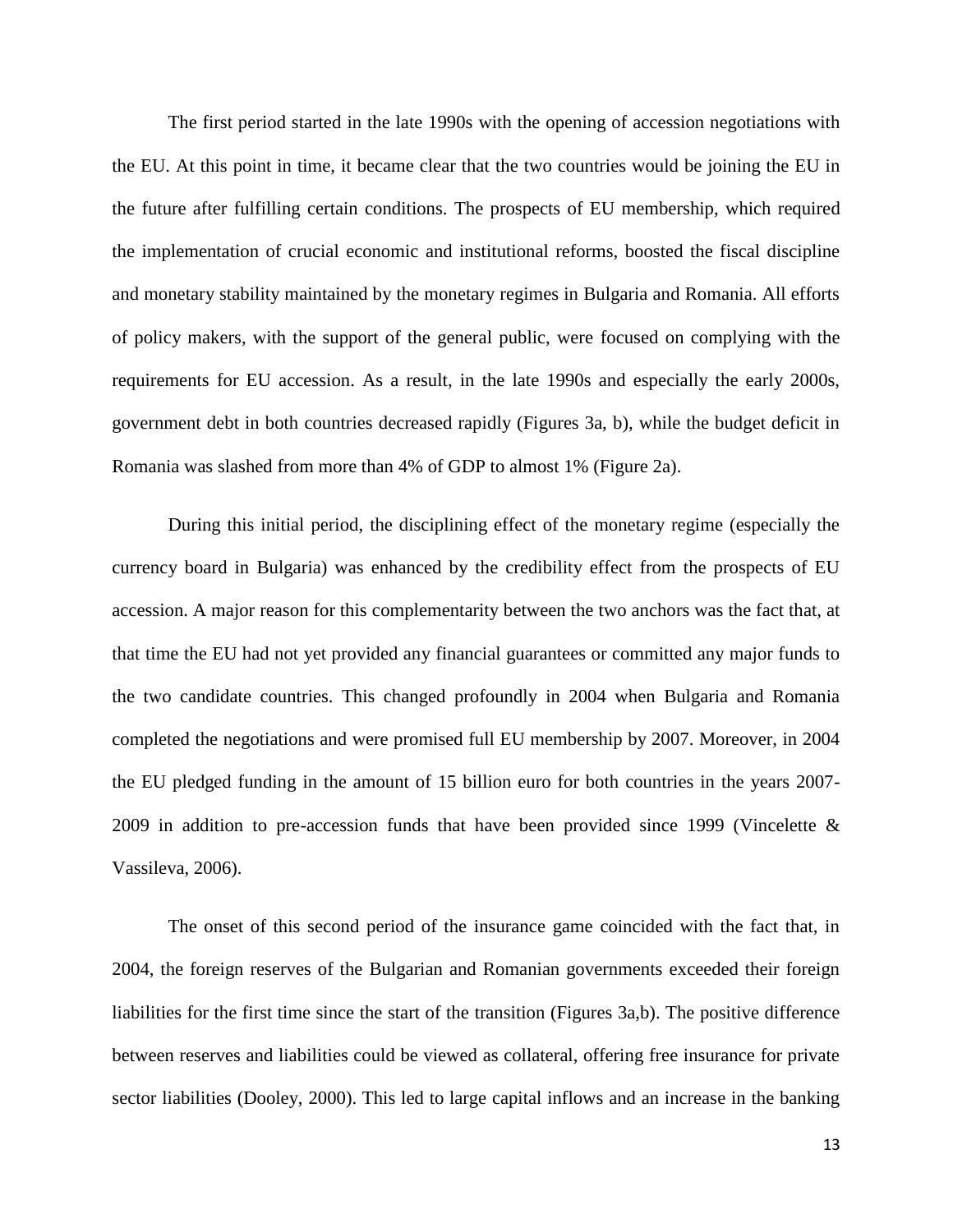The first period started in the late 1990s with the opening of accession negotiations with the EU. At this point in time, it became clear that the two countries would be joining the EU in the future after fulfilling certain conditions. The prospects of EU membership, which required the implementation of crucial economic and institutional reforms, boosted the fiscal discipline and monetary stability maintained by the monetary regimes in Bulgaria and Romania. All efforts of policy makers, with the support of the general public, were focused on complying with the requirements for EU accession. As a result, in the late 1990s and especially the early 2000s, government debt in both countries decreased rapidly (Figures 3a, b), while the budget deficit in Romania was slashed from more than 4% of GDP to almost 1% (Figure 2a).

During this initial period, the disciplining effect of the monetary regime (especially the currency board in Bulgaria) was enhanced by the credibility effect from the prospects of EU accession. A major reason for this complementarity between the two anchors was the fact that, at that time the EU had not yet provided any financial guarantees or committed any major funds to the two candidate countries. This changed profoundly in 2004 when Bulgaria and Romania completed the negotiations and were promised full EU membership by 2007. Moreover, in 2004 the EU pledged funding in the amount of 15 billion euro for both countries in the years 2007-2009 in addition to pre-accession funds that have been provided since 1999 (Vincelette & Vassileva, 2006).

The onset of this second period of the insurance game coincided with the fact that, in 2004, the foreign reserves of the Bulgarian and Romanian governments exceeded their foreign liabilities for the first time since the start of the transition (Figures 3a,b). The positive difference between reserves and liabilities could be viewed as collateral, offering free insurance for private sector liabilities (Dooley, 2000). This led to large capital inflows and an increase in the banking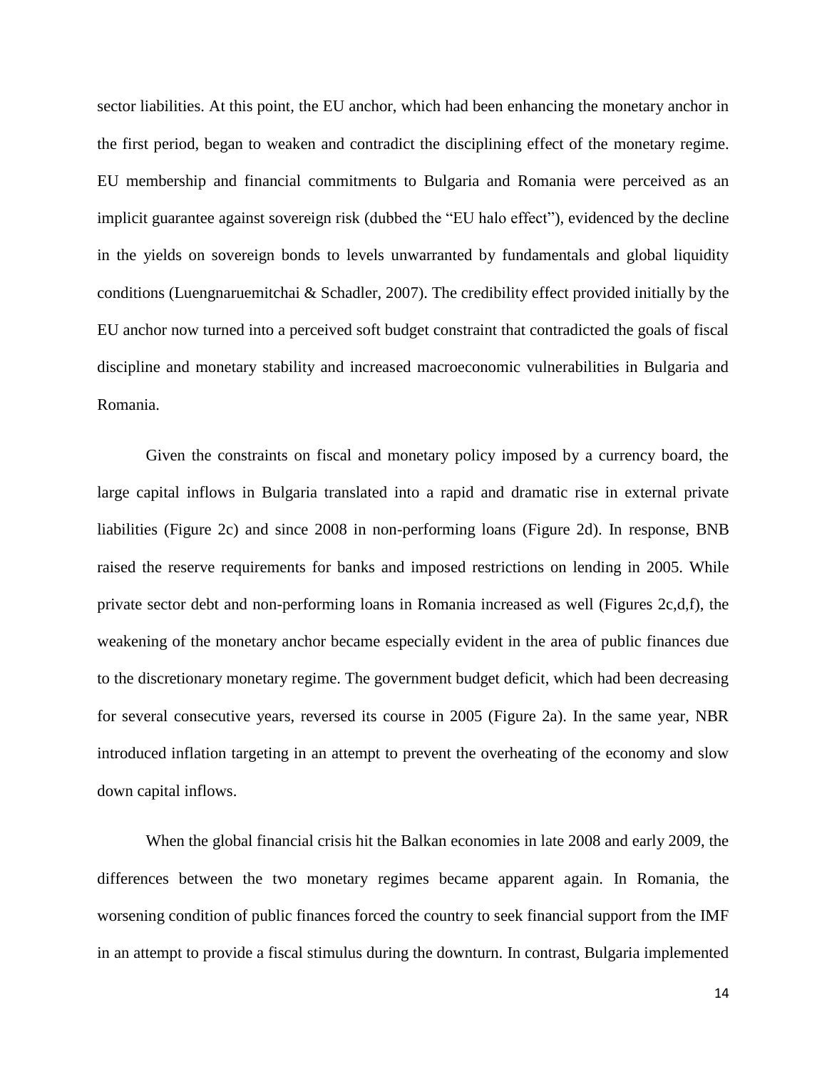sector liabilities. At this point, the EU anchor, which had been enhancing the monetary anchor in the first period, began to weaken and contradict the disciplining effect of the monetary regime. EU membership and financial commitments to Bulgaria and Romania were perceived as an implicit guarantee against sovereign risk (dubbed the "EU halo effect"), evidenced by the decline in the yields on sovereign bonds to levels unwarranted by fundamentals and global liquidity conditions (Luengnaruemitchai & Schadler, 2007). The credibility effect provided initially by the EU anchor now turned into a perceived soft budget constraint that contradicted the goals of fiscal discipline and monetary stability and increased macroeconomic vulnerabilities in Bulgaria and Romania.

Given the constraints on fiscal and monetary policy imposed by a currency board, the large capital inflows in Bulgaria translated into a rapid and dramatic rise in external private liabilities (Figure 2c) and since 2008 in non-performing loans (Figure 2d). In response, BNB raised the reserve requirements for banks and imposed restrictions on lending in 2005. While private sector debt and non-performing loans in Romania increased as well (Figures 2c,d,f), the weakening of the monetary anchor became especially evident in the area of public finances due to the discretionary monetary regime. The government budget deficit, which had been decreasing for several consecutive years, reversed its course in 2005 (Figure 2a). In the same year, NBR introduced inflation targeting in an attempt to prevent the overheating of the economy and slow down capital inflows.

When the global financial crisis hit the Balkan economies in late 2008 and early 2009, the differences between the two monetary regimes became apparent again. In Romania, the worsening condition of public finances forced the country to seek financial support from the IMF in an attempt to provide a fiscal stimulus during the downturn. In contrast, Bulgaria implemented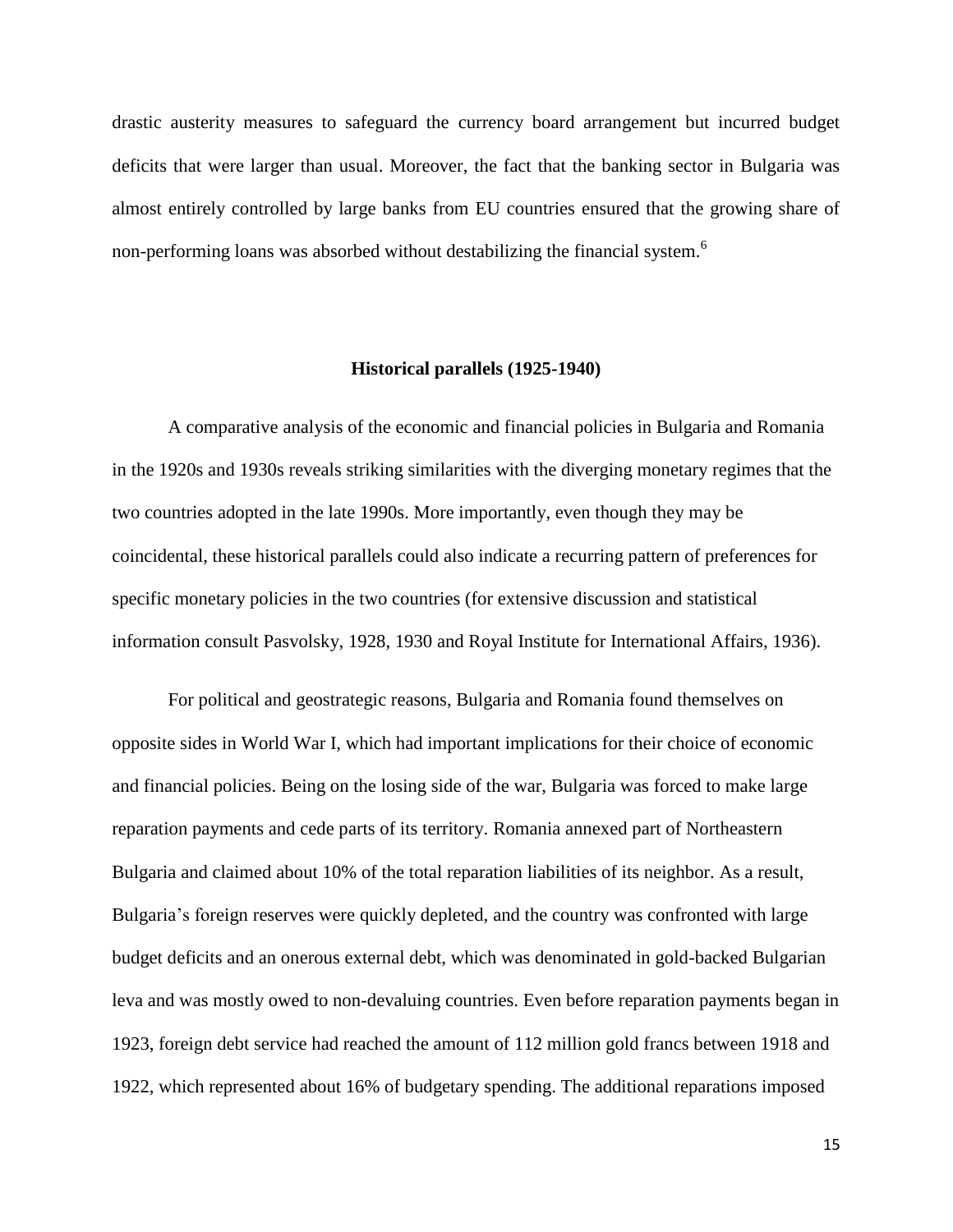drastic austerity measures to safeguard the currency board arrangement but incurred budget deficits that were larger than usual. Moreover, the fact that the banking sector in Bulgaria was almost entirely controlled by large banks from EU countries ensured that the growing share of non-performing loans was absorbed without destabilizing the financial system.[6]

## Historical parallels (1925-1940)

A comparative analysis of the economic and financial policies in Bulgaria and Romania in the 1920s and 1930s reveals striking similarities with the diverging monetary regimes that the two countries adopted in the late 1990s. More importantly, even though they may be coincidental, these historical parallels could also indicate a recurring pattern of preferences for specific monetary policies in the two countries (for extensive discussion and statistical information consult Pasvolsky, 1928, 1930 and Royal Institute for International Affairs, 1936).

For political and geostrategic reasons, Bulgaria and Romania found themselves on opposite sides in World War I, which had important implications for their choice of economic and financial policies. Being on the losing side of the war, Bulgaria was forced to make large reparation payments and cede parts of its territory. Romania annexed part of Northeastern Bulgaria and claimed about 10% of the total reparation liabilities of its neighbor. As a result, Bulgaria's foreign reserves were quickly depleted, and the country was confronted with large budget deficits and an onerous external debt, which was denominated in gold-backed Bulgarian leva and was mostly owed to non-devaluing countries. Even before reparation payments began in 1923, foreign debt service had reached the amount of 112 million gold francs between 1918 and 1922, which represented about 16% of budgetary spending. The additional reparations imposed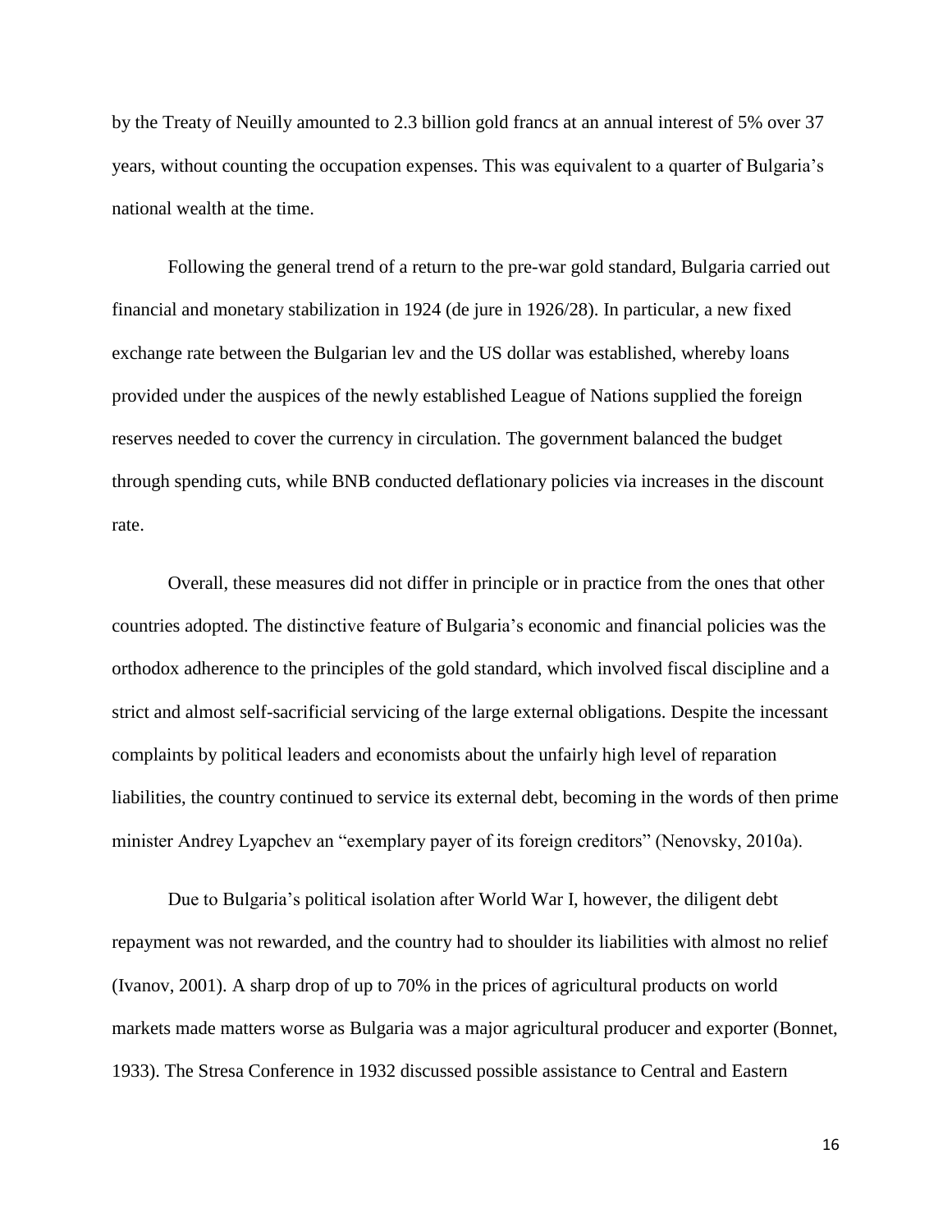by the Treaty of Neuilly amounted to 2.3 billion gold francs at an annual interest of 5% over 37 years, without counting the occupation expenses. This was equivalent to a quarter of Bulgaria's national wealth at the time.

Following the general trend of a return to the pre-war gold standard, Bulgaria carried out financial and monetary stabilization in 1924 (de jure in 1926/28). In particular, a new fixed exchange rate between the Bulgarian lev and the US dollar was established, whereby loans provided under the auspices of the newly established League of Nations supplied the foreign reserves needed to cover the currency in circulation. The government balanced the budget through spending cuts, while BNB conducted deflationary policies via increases in the discount rate.

Overall, these measures did not differ in principle or in practice from the ones that other countries adopted. The distinctive feature of Bulgaria's economic and financial policies was the orthodox adherence to the principles of the gold standard, which involved fiscal discipline and a strict and almost self-sacrificial servicing of the large external obligations. Despite the incessant complaints by political leaders and economists about the unfairly high level of reparation liabilities, the country continued to service its external debt, becoming in the words of then prime minister Andrey Lyapchev an "exemplary payer of its foreign creditors" (Nenovsky, 2010a).

Due to Bulgaria's political isolation after World War I, however, the diligent debt repayment was not rewarded, and the country had to shoulder its liabilities with almost no relief (Ivanov, 2001). A sharp drop of up to 70% in the prices of agricultural products on world markets made matters worse as Bulgaria was a major agricultural producer and exporter (Bonnet, 1933). The Stresa Conference in 1932 discussed possible assistance to Central and Eastern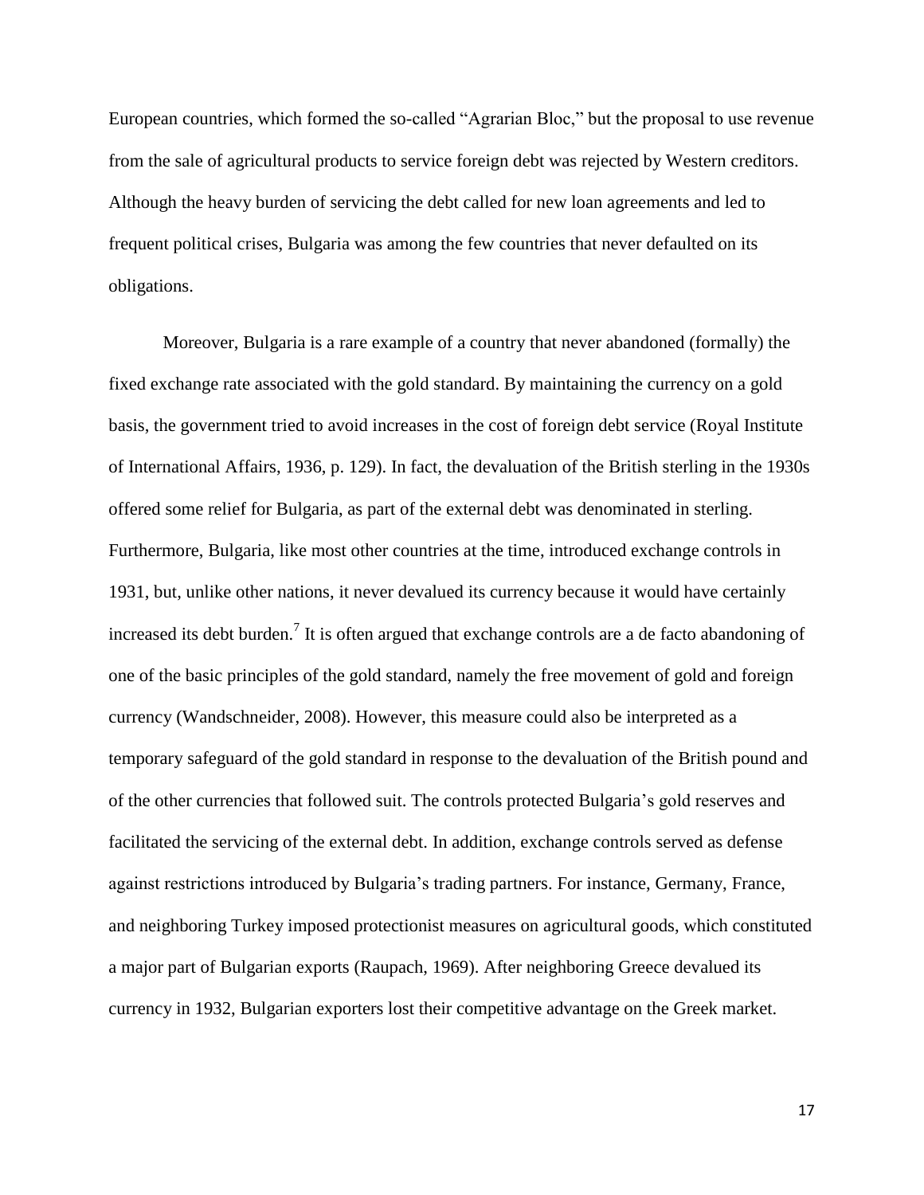European countries, which formed the so-called "Agrarian Bloc," but the proposal to use revenue from the sale of agricultural products to service foreign debt was rejected by Western creditors. Although the heavy burden of servicing the debt called for new loan agreements and led to frequent political crises, Bulgaria was among the few countries that never defaulted on its obligations.

Moreover, Bulgaria is a rare example of a country that never abandoned (formally) the fixed exchange rate associated with the gold standard. By maintaining the currency on a gold basis, the government tried to avoid increases in the cost of foreign debt service (Royal Institute of International Affairs, 1936, p. 129). In fact, the devaluation of the British sterling in the 1930s offered some relief for Bulgaria, as part of the external debt was denominated in sterling. Furthermore, Bulgaria, like most other countries at the time, introduced exchange controls in 1931, but, unlike other nations, it never devalued its currency because it would have certainly increased its debt burden.[7] It is often argued that exchange controls are a de facto abandoning of one of the basic principles of the gold standard, namely the free movement of gold and foreign currency (Wandschneider, 2008). However, this measure could also be interpreted as a temporary safeguard of the gold standard in response to the devaluation of the British pound and of the other currencies that followed suit. The controls protected Bulgaria's gold reserves and facilitated the servicing of the external debt. In addition, exchange controls served as defense against restrictions introduced by Bulgaria's trading partners. For instance, Germany, France, and neighboring Turkey imposed protectionist measures on agricultural goods, which constituted a major part of Bulgarian exports (Raupach, 1969). After neighboring Greece devalued its currency in 1932, Bulgarian exporters lost their competitive advantage on the Greek market.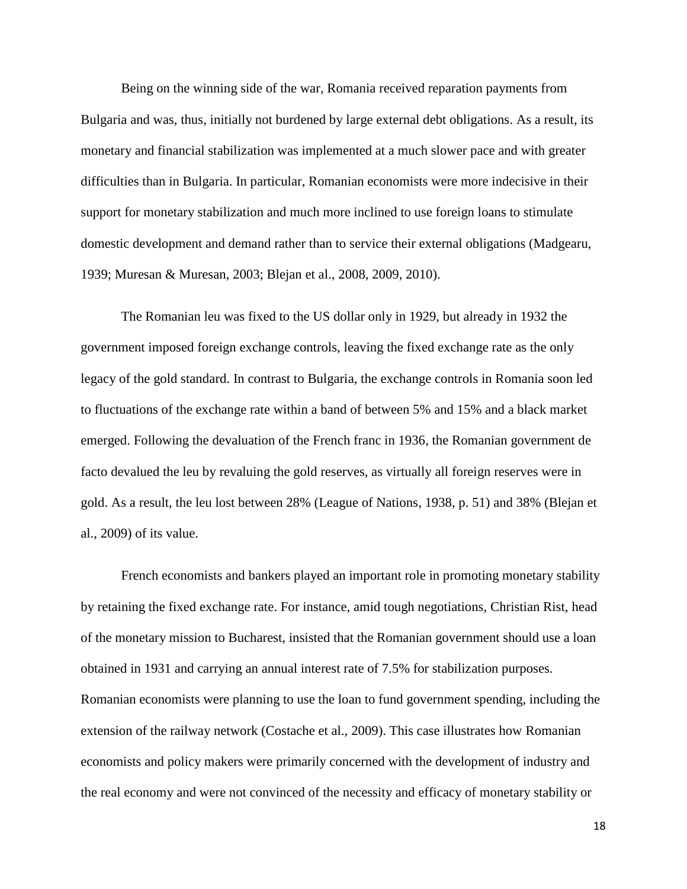Being on the winning side of the war, Romania received reparation payments from Bulgaria and was, thus, initially not burdened by large external debt obligations. As a result, its monetary and financial stabilization was implemented at a much slower pace and with greater difficulties than in Bulgaria. In particular, Romanian economists were more indecisive in their support for monetary stabilization and much more inclined to use foreign loans to stimulate domestic development and demand rather than to service their external obligations (Madgearu, 1939; Muresan & Muresan, 2003; Blejan et al., 2008, 2009, 2010).

The Romanian leu was fixed to the US dollar only in 1929, but already in 1932 the government imposed foreign exchange controls, leaving the fixed exchange rate as the only legacy of the gold standard. In contrast to Bulgaria, the exchange controls in Romania soon led to fluctuations of the exchange rate within a band of between 5% and 15% and a black market emerged. Following the devaluation of the French franc in 1936, the Romanian government de facto devalued the leu by revaluing the gold reserves, as virtually all foreign reserves were in gold. As a result, the leu lost between 28% (League of Nations, 1938, p. 51) and 38% (Blejan et al., 2009) of its value.

French economists and bankers played an important role in promoting monetary stability by retaining the fixed exchange rate. For instance, amid tough negotiations, Christian Rist, head of the monetary mission to Bucharest, insisted that the Romanian government should use a loan obtained in 1931 and carrying an annual interest rate of 7.5% for stabilization purposes. Romanian economists were planning to use the loan to fund government spending, including the extension of the railway network (Costache et al., 2009). This case illustrates how Romanian economists and policy makers were primarily concerned with the development of industry and the real economy and were not convinced of the necessity and efficacy of monetary stability or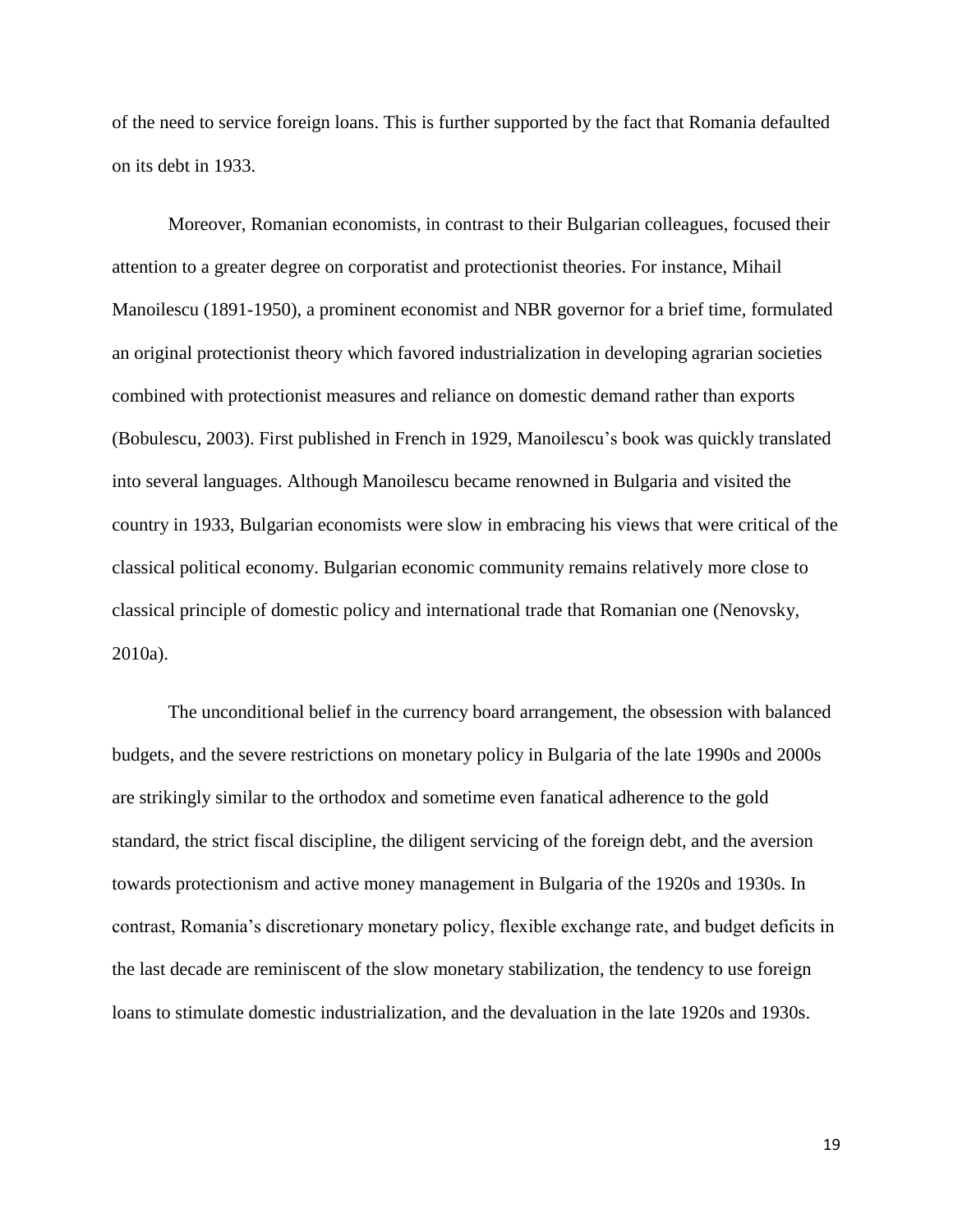of the need to service foreign loans. This is further supported by the fact that Romania defaulted on its debt in 1933.

Moreover, Romanian economists, in contrast to their Bulgarian colleagues, focused their attention to a greater degree on corporatist and protectionist theories. For instance, Mihail Manoilescu (1891-1950), a prominent economist and NBR governor for a brief time, formulated an original protectionist theory which favored industrialization in developing agrarian societies combined with protectionist measures and reliance on domestic demand rather than exports (Bobulescu, 2003). First published in French in 1929, Manoilescu's book was quickly translated into several languages. Although Manoilescu became renowned in Bulgaria and visited the country in 1933, Bulgarian economists were slow in embracing his views that were critical of the classical political economy. Bulgarian economic community remains relatively more close to classical principle of domestic policy and international trade that Romanian one (Nenovsky, 2010a).

The unconditional belief in the currency board arrangement, the obsession with balanced budgets, and the severe restrictions on monetary policy in Bulgaria of the late 1990s and 2000s are strikingly similar to the orthodox and sometime even fanatical adherence to the gold standard, the strict fiscal discipline, the diligent servicing of the foreign debt, and the aversion towards protectionism and active money management in Bulgaria of the 1920s and 1930s. In contrast, Romania's discretionary monetary policy, flexible exchange rate, and budget deficits in the last decade are reminiscent of the slow monetary stabilization, the tendency to use foreign loans to stimulate domestic industrialization, and the devaluation in the late 1920s and 1930s.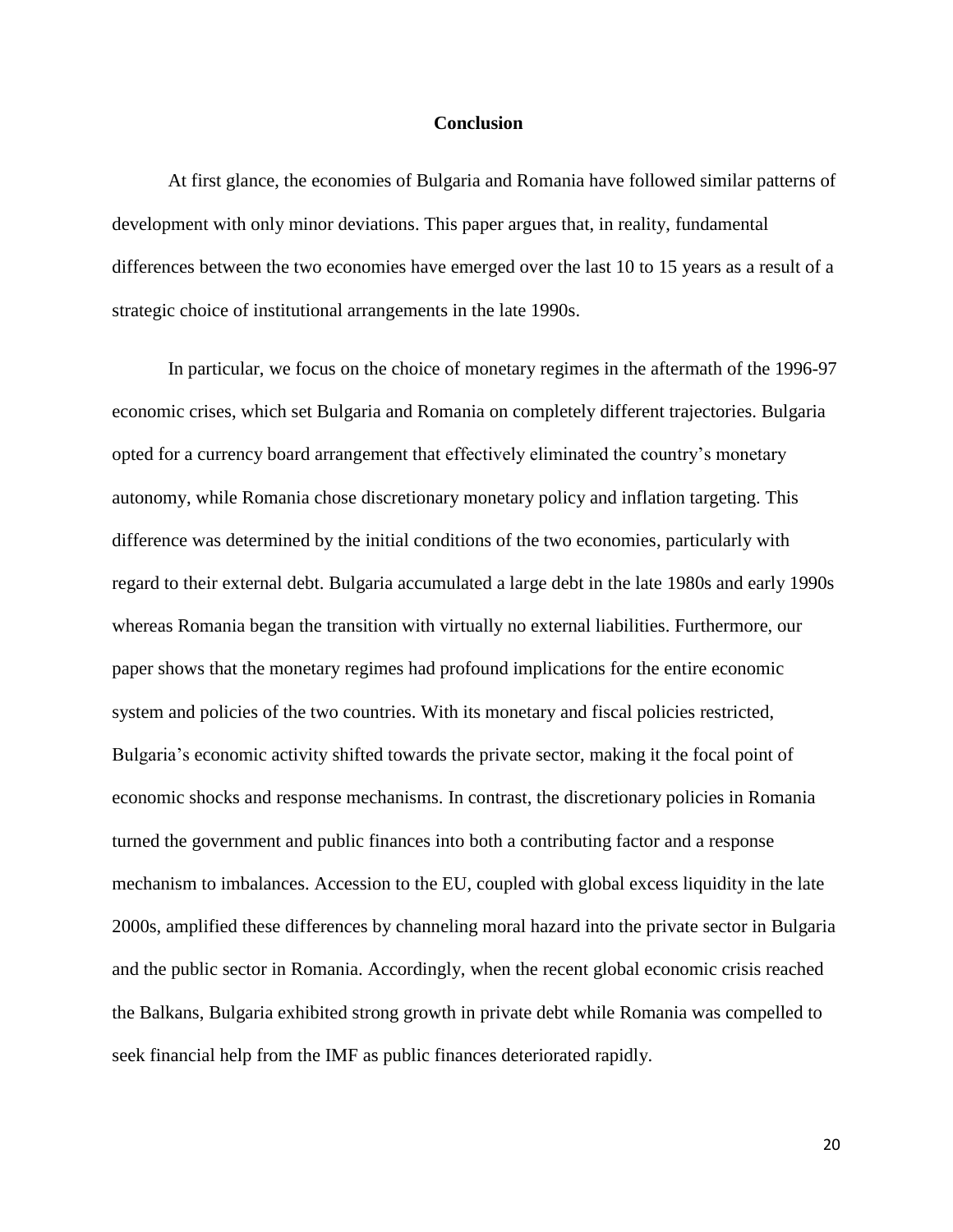## Conclusion

At first glance, the economies of Bulgaria and Romania have followed similar patterns of development with only minor deviations. This paper argues that, in reality, fundamental differences between the two economies have emerged over the last 10 to 15 years as a result of a strategic choice of institutional arrangements in the late 1990s.

In particular, we focus on the choice of monetary regimes in the aftermath of the 1996-97 economic crises, which set Bulgaria and Romania on completely different trajectories. Bulgaria opted for a currency board arrangement that effectively eliminated the country's monetary autonomy, while Romania chose discretionary monetary policy and inflation targeting. This difference was determined by the initial conditions of the two economies, particularly with regard to their external debt. Bulgaria accumulated a large debt in the late 1980s and early 1990s whereas Romania began the transition with virtually no external liabilities. Furthermore, our paper shows that the monetary regimes had profound implications for the entire economic system and policies of the two countries. With its monetary and fiscal policies restricted, Bulgaria's economic activity shifted towards the private sector, making it the focal point of economic shocks and response mechanisms. In contrast, the discretionary policies in Romania turned the government and public finances into both a contributing factor and a response mechanism to imbalances. Accession to the EU, coupled with global excess liquidity in the late 2000s, amplified these differences by channeling moral hazard into the private sector in Bulgaria and the public sector in Romania. Accordingly, when the recent global economic crisis reached the Balkans, Bulgaria exhibited strong growth in private debt while Romania was compelled to seek financial help from the IMF as public finances deteriorated rapidly.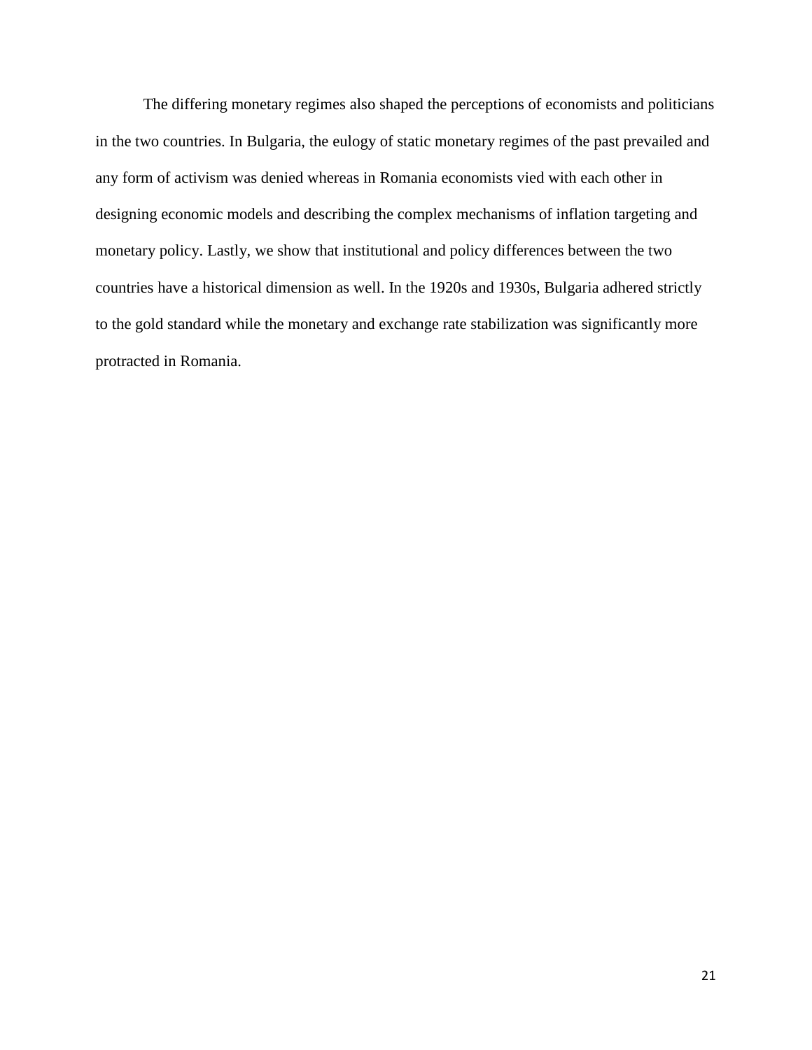The differing monetary regimes also shaped the perceptions of economists and politicians in the two countries. In Bulgaria, the eulogy of static monetary regimes of the past prevailed and any form of activism was denied whereas in Romania economists vied with each other in designing economic models and describing the complex mechanisms of inflation targeting and monetary policy. Lastly, we show that institutional and policy differences between the two countries have a historical dimension as well. In the 1920s and 1930s, Bulgaria adhered strictly to the gold standard while the monetary and exchange rate stabilization was significantly more protracted in Romania.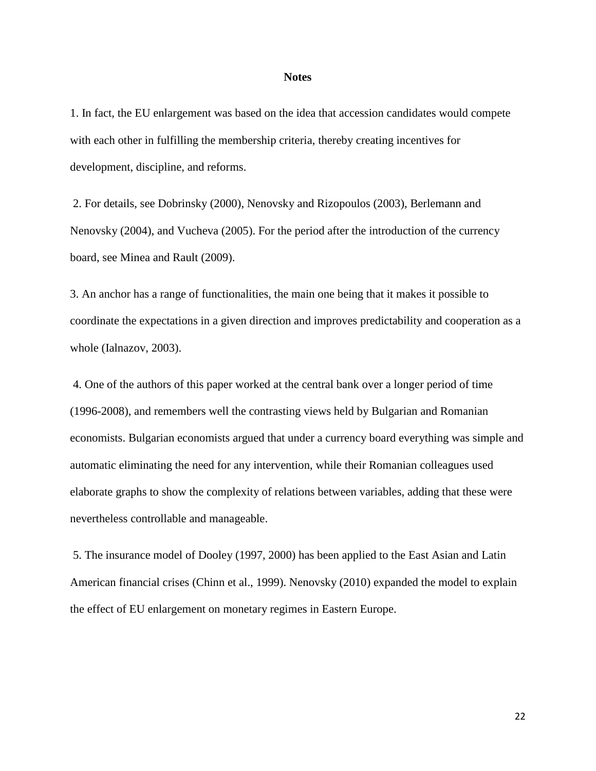## Notes

1. In fact, the EU enlargement was based on the idea that accession candidates would compete with each other in fulfilling the membership criteria, thereby creating incentives for development, discipline, and reforms.

2. For details, see Dobrinsky (2000), Nenovsky and Rizopoulos (2003), Berlemann and Nenovsky (2004), and Vucheva (2005). For the period after the introduction of the currency board, see Minea and Rault (2009).

3. An anchor has a range of functionalities, the main one being that it makes it possible to coordinate the expectations in a given direction and improves predictability and cooperation as a whole (Ialnazov, 2003).

4. One of the authors of this paper worked at the central bank over a longer period of time (1996-2008), and remembers well the contrasting views held by Bulgarian and Romanian economists. Bulgarian economists argued that under a currency board everything was simple and automatic eliminating the need for any intervention, while their Romanian colleagues used elaborate graphs to show the complexity of relations between variables, adding that these were nevertheless controllable and manageable.

5. The insurance model of Dooley (1997, 2000) has been applied to the East Asian and Latin American financial crises (Chinn et al., 1999). Nenovsky (2010) expanded the model to explain the effect of EU enlargement on monetary regimes in Eastern Europe.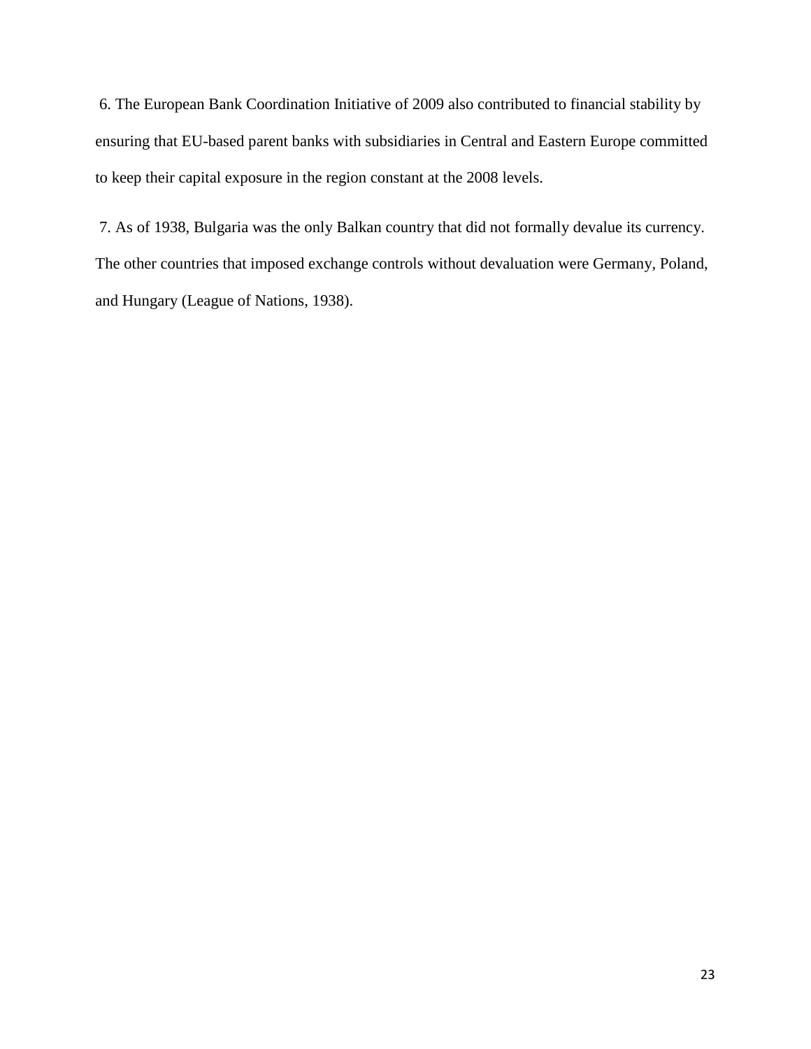6. The European Bank Coordination Initiative of 2009 also contributed to financial stability by ensuring that EU-based parent banks with subsidiaries in Central and Eastern Europe committed to keep their capital exposure in the region constant at the 2008 levels.

7. As of 1938, Bulgaria was the only Balkan country that did not formally devalue its currency. The other countries that imposed exchange controls without devaluation were Germany, Poland, and Hungary (League of Nations, 1938).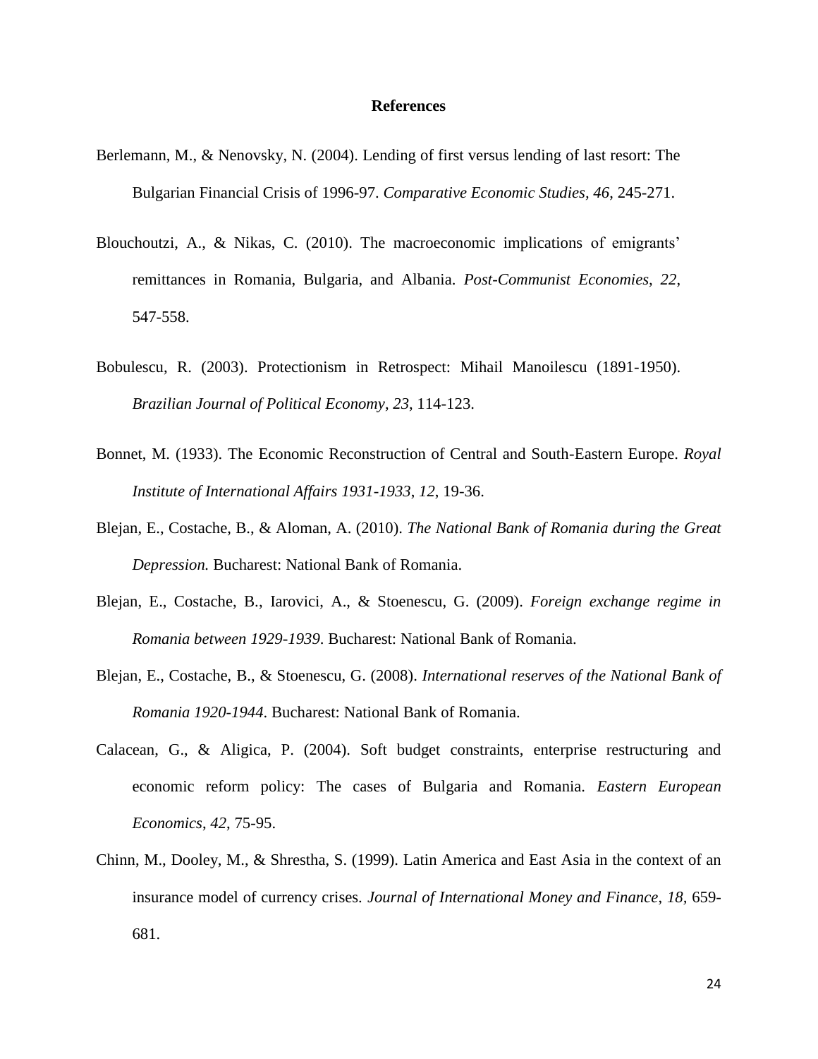## References

Berlemann, M., & Nenovsky, N. (2004). Lending of first versus lending of last resort: The Bulgarian Financial Crisis of 1996-97. *Comparative Economic Studies, 46*, 245-271.

Blouchoutzi, A., & Nikas, C. (2010). The macroeconomic implications of emigrants' remittances in Romania, Bulgaria, and Albania. *Post-Communist Economies, 22*, 547-558.

Bobulescu, R. (2003). Protectionism in Retrospect: Mihail Manoilescu (1891-1950). *Brazilian Journal of Political Economy*, *23*, 114-123.

Bonnet, M. (1933). The Economic Reconstruction of Central and South-Eastern Europe. *Royal Institute of International Affairs 1931-1933*, *12*, 19-36.

Blejan, E., Costache, B., & Aloman, A. (2010). *The National Bank of Romania during the Great Depression.* Bucharest: National Bank of Romania.

Blejan, E., Costache, B., Iarovici, A., & Stoenescu, G. (2009). *Foreign exchange regime in Romania between 1929-1939*. Bucharest: National Bank of Romania.

Blejan, E., Costache, B., & Stoenescu, G. (2008). *International reserves of the National Bank of Romania 1920-1944*. Bucharest: National Bank of Romania.

Calacean, G., & Aligica, P. (2004). Soft budget constraints, enterprise restructuring and economic reform policy: The cases of Bulgaria and Romania. *Eastern European Economics*, *42*, 75-95.

Chinn, M., Dooley, M., & Shrestha, S. (1999). Latin America and East Asia in the context of an insurance model of currency crises. *Journal of International Money and Finance*, *18*, 659-681.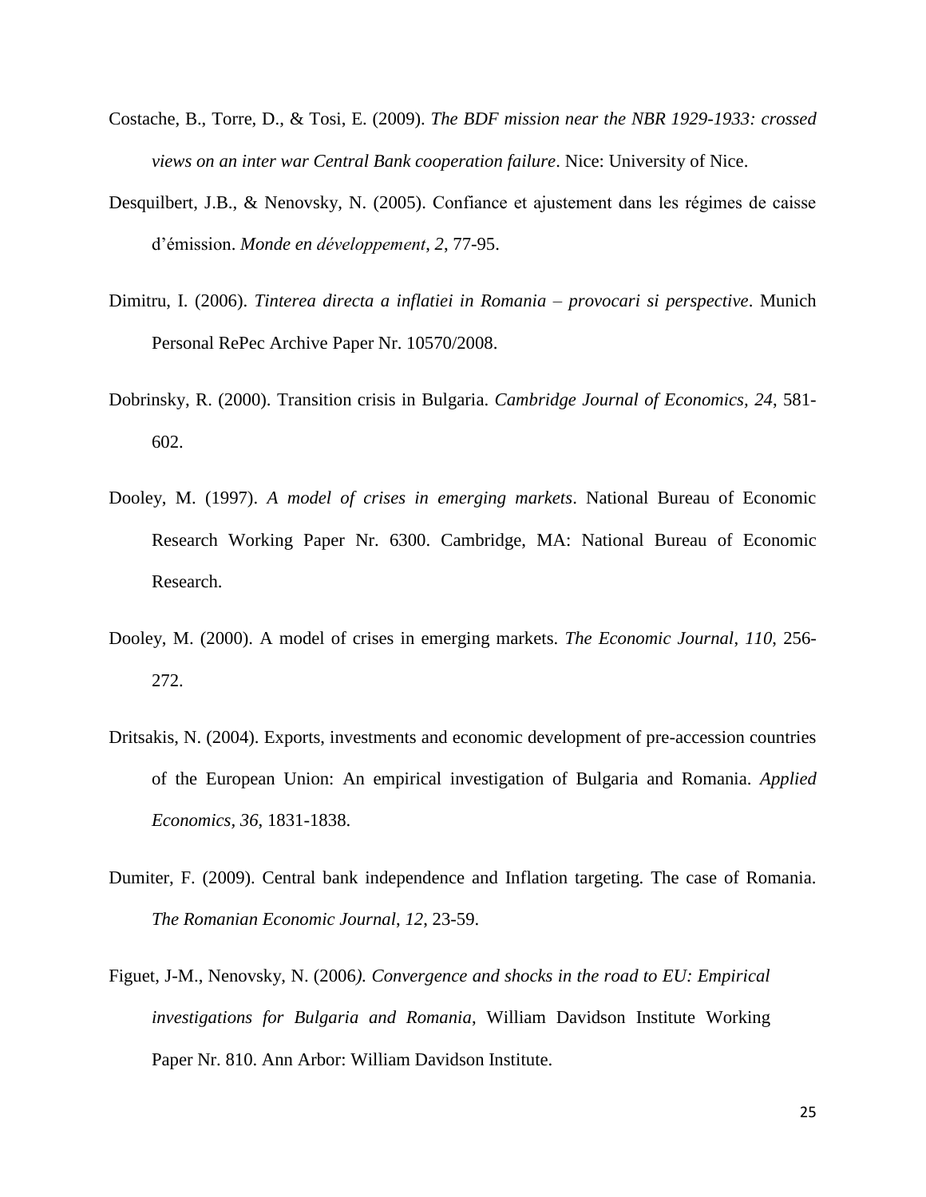Costache, B., Torre, D., & Tosi, E. (2009). *The BDF mission near the NBR 1929-1933: crossed views on an inter war Central Bank cooperation failure*. Nice: University of Nice.

Desquilbert, J.B., & Nenovsky, N. (2005). Confiance et ajustement dans les régimes de caisse d'émission. *Monde en développement*, *2*, 77-95.

Dimitru, I. (2006). *Tinterea directa a inflatiei in Romania – provocari si perspective*. Munich Personal RePec Archive Paper Nr. 10570/2008.

Dobrinsky, R. (2000). Transition crisis in Bulgaria. *Cambridge Journal of Economics, 24*, 581-602.

Dooley, M. (1997). *A model of crises in emerging markets*. National Bureau of Economic Research Working Paper Nr. 6300. Cambridge, MA: National Bureau of Economic Research.

Dooley, M. (2000). A model of crises in emerging markets. *The Economic Journal*, *110*, 256-272.

Dritsakis, N. (2004). Exports, investments and economic development of pre-accession countries of the European Union: An empirical investigation of Bulgaria and Romania. *Applied Economics*, *36*, 1831-1838.

Dumiter, F. (2009). Central bank independence and Inflation targeting. The case of Romania. *The Romanian Economic Journal*, *12*, 23-59.

Figuet, J-M., Nenovsky, N. (2006*). Convergence and shocks in the road to EU: Empirical investigations for Bulgaria and Romania*, William Davidson Institute Working Paper Nr. 810. Ann Arbor: William Davidson Institute.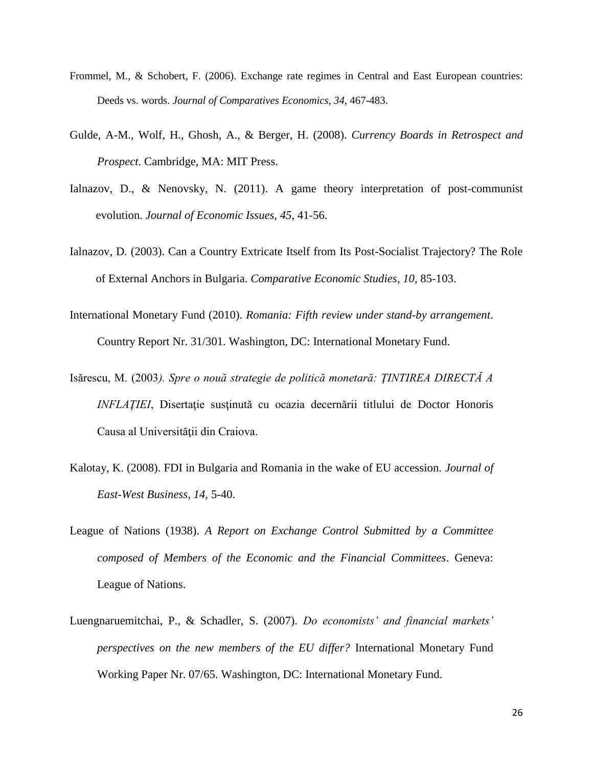Frommel, M., & Schobert, F. (2006). Exchange rate regimes in Central and East European countries: Deeds vs. words. *Journal of Comparatives Economics, 34*, 467-483.

Gulde, A-M., Wolf, H., Ghosh, A., & Berger, H. (2008). *Currency Boards in Retrospect and Prospect*. Cambridge, MA: MIT Press.

Ialnazov, D., & Nenovsky, N. (2011). A game theory interpretation of post-communist evolution. *Journal of Economic Issues*, *45*, 41-56.

Ialnazov, D. (2003). Can a Country Extricate Itself from Its Post-Socialist Trajectory? The Role of External Anchors in Bulgaria. *Comparative Economic Studies, 10*, 85-103.

International Monetary Fund (2010). *Romania: Fifth review under stand-by arrangement*. Country Report Nr. 31/301. Washington, DC: International Monetary Fund.

Isărescu, M. (2003*). Spre o nouă strategie de politică monetară: ŢINTIREA DIRECTĂ A INFLAŢIEI*, Disertație susţinută cu ocazia decernării titlului de Doctor Honoris Causa al Universităţii din Craiova.

Kalotay, K. (2008). FDI in Bulgaria and Romania in the wake of EU accession. *Journal of East-West Business*, *14*, 5-40.

League of Nations (1938). *A Report on Exchange Control Submitted by a Committee composed of Members of the Economic and the Financial Committees*. Geneva: League of Nations.

Luengnaruemitchai, P., & Schadler, S. (2007). *Do economists' and financial markets' perspectives on the new members of the EU differ?* International Monetary Fund Working Paper Nr. 07/65. Washington, DC: International Monetary Fund.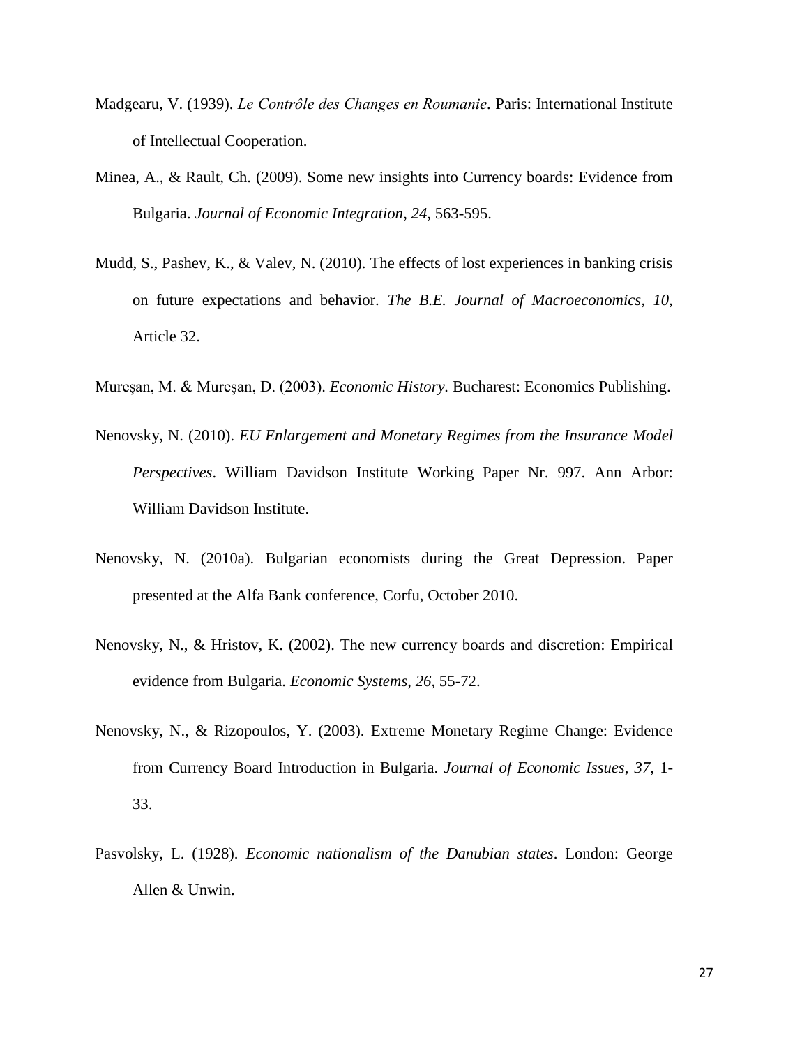Madgearu, V. (1939). *Le Contrôle des Changes en Roumanie*. Paris: International Institute of Intellectual Cooperation.

Minea, A., & Rault, Ch. (2009). Some new insights into Currency boards: Evidence from Bulgaria. *Journal of Economic Integration*, *24*, 563-595.

Mudd, S., Pashev, K., & Valev, N. (2010). The effects of lost experiences in banking crisis on future expectations and behavior. *The B.E. Journal of Macroeconomics*, *10*, Article 32.

Mureşan, M. & Mureşan, D. (2003). *Economic History*. Bucharest: Economics Publishing.

Nenovsky, N. (2010). *EU Enlargement and Monetary Regimes from the Insurance Model Perspectives*. William Davidson Institute Working Paper Nr. 997. Ann Arbor: William Davidson Institute.

Nenovsky, N. (2010a). Bulgarian economists during the Great Depression. Paper presented at the Alfa Bank conference, Corfu, October 2010.

Nenovsky, N., & Hristov, K. (2002). The new currency boards and discretion: Empirical evidence from Bulgaria. *Economic Systems*, *26*, 55-72.

Nenovsky, N., & Rizopoulos, Y. (2003). Extreme Monetary Regime Change: Evidence from Currency Board Introduction in Bulgaria. *Journal of Economic Issues*, *37*, 1-33.

Pasvolsky, L. (1928). *Economic nationalism of the Danubian states*. London: George Allen & Unwin.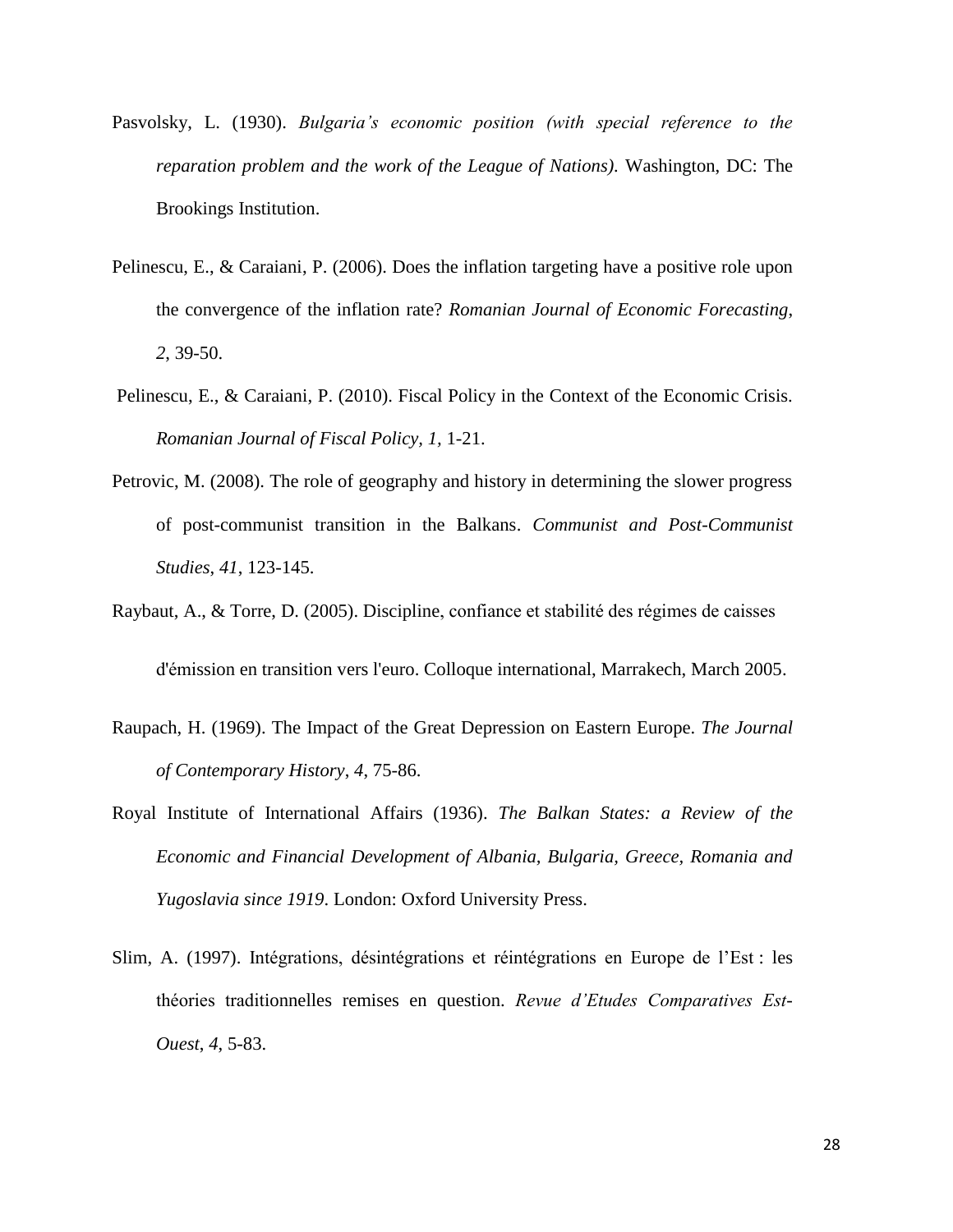Pasvolsky, L. (1930). *Bulgaria's economic position (with special reference to the reparation problem and the work of the League of Nations)*. Washington, DC: The Brookings Institution.

Pelinescu, E., & Caraiani, P. (2006). Does the inflation targeting have a positive role upon the convergence of the inflation rate? *Romanian Journal of Economic Forecasting*, *2*, 39-50.

Pelinescu, E., & Caraiani, P. (2010). Fiscal Policy in the Context of the Economic Crisis. *Romanian Journal of Fiscal Policy, 1,* 1-21.

Petrovic, M. (2008). The role of geography and history in determining the slower progress of post-communist transition in the Balkans. *Communist and Post-Communist Studies*, *41*, 123-145.

Raybaut, A., & Torre, D. (2005). Discipline, confiance et stabilité des régimes de caisses d'émission en transition vers l'euro. Colloque international, Marrakech, March 2005.

Raupach, H. (1969). The Impact of the Great Depression on Eastern Europe. *The Journal of Contemporary History*, *4*, 75-86.

Royal Institute of International Affairs (1936). *The Balkan States: a Review of the Economic and Financial Development of Albania, Bulgaria, Greece, Romania and Yugoslavia since 1919*. London: Oxford University Press.

Slim, A. (1997). Intégrations, désintégrations et réintégrations en Europe de l'Est : les théories traditionnelles remises en question. *Revue d'Etudes Comparatives Est-Ouest*, *4*, 5-83.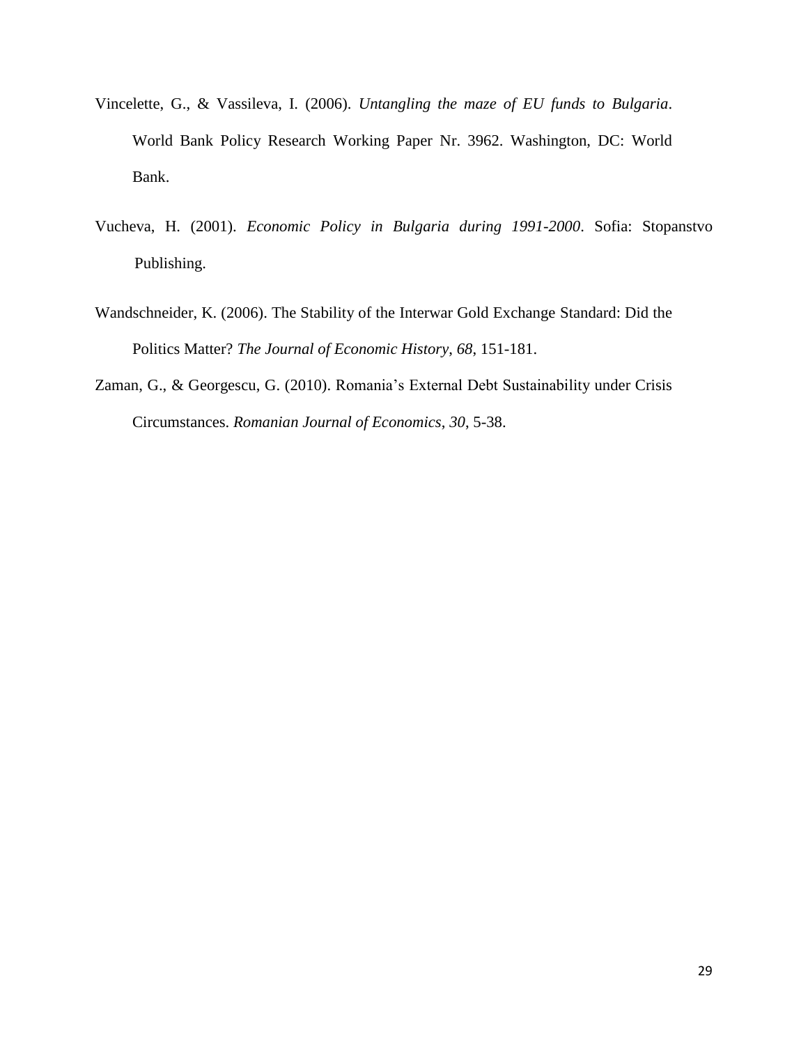Vincelette, G., & Vassileva, I. (2006). *Untangling the maze of EU funds to Bulgaria*. World Bank Policy Research Working Paper Nr. 3962. Washington, DC: World Bank.

Vucheva, H. (2001). *Economic Policy in Bulgaria during 1991-2000*. Sofia: Stopanstvo Publishing.

Wandschneider, K. (2006). The Stability of the Interwar Gold Exchange Standard: Did the Politics Matter? *The Journal of Economic History*, *68*, 151-181.

Zaman, G., & Georgescu, G. (2010). Romania's External Debt Sustainability under Crisis Circumstances. *Romanian Journal of Economics*, *30*, 5-38.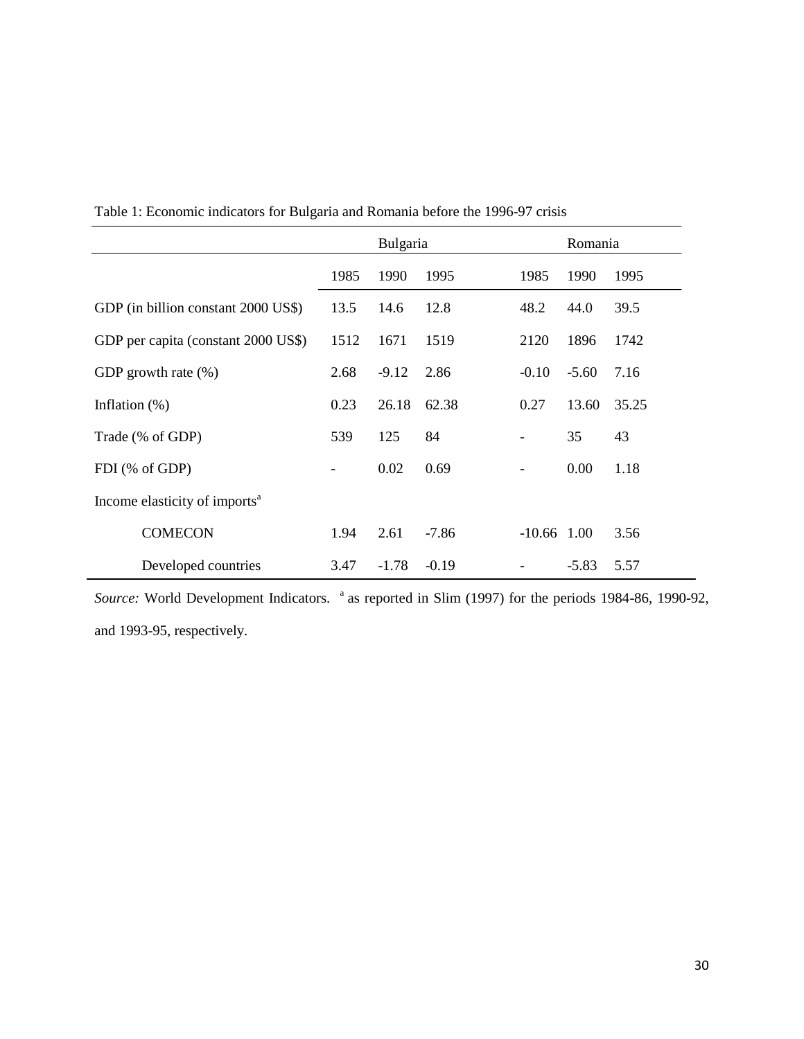Table 1: Economic indicators for Bulgaria and Romania before the 1996-97 crisis

| | Bulgaria | | | Romania | | |
|---|---|---|---|---|---|---|
| | 1985 | 1990 | 1995 | 1985 | 1990 | 1995 |
| GDP (in billion constant 2000 US$) | 13.5 | 14.6 | 12.8 | 48.2 | 44.0 | 39.5 |
| GDP per capita (constant 2000 US$) | 1512 | 1671 | 1519 | 2120 | 1896 | 1742 |
| GDP growth rate (%) | 2.68 | -9.12 | 2.86 | -0.10 | -5.60 | 7.16 |
| Inflation (%) | 0.23 | 26.18 | 62.38 | 0.27 | 13.60 | 35.25 |
| Trade (% of GDP) | 539 | 125 | 84 | - | 35 | 43 |
| FDI (% of GDP) | - | 0.02 | 0.69 | - | 0.00 | 1.18 |
| Income elasticity of imports[a] | | | | | | |
| COMECON | 1.94 | 2.61 | -7.86 | -10.66 | 1.00 | 3.56 |
| Developed countries | 3.47 | -1.78 | -0.19 | - | -5.83 | 5.57 |

*Source:* World Development Indicators. [a] as reported in Slim (1997) for the periods 1984-86, 1990-92, and 1993-95, respectively.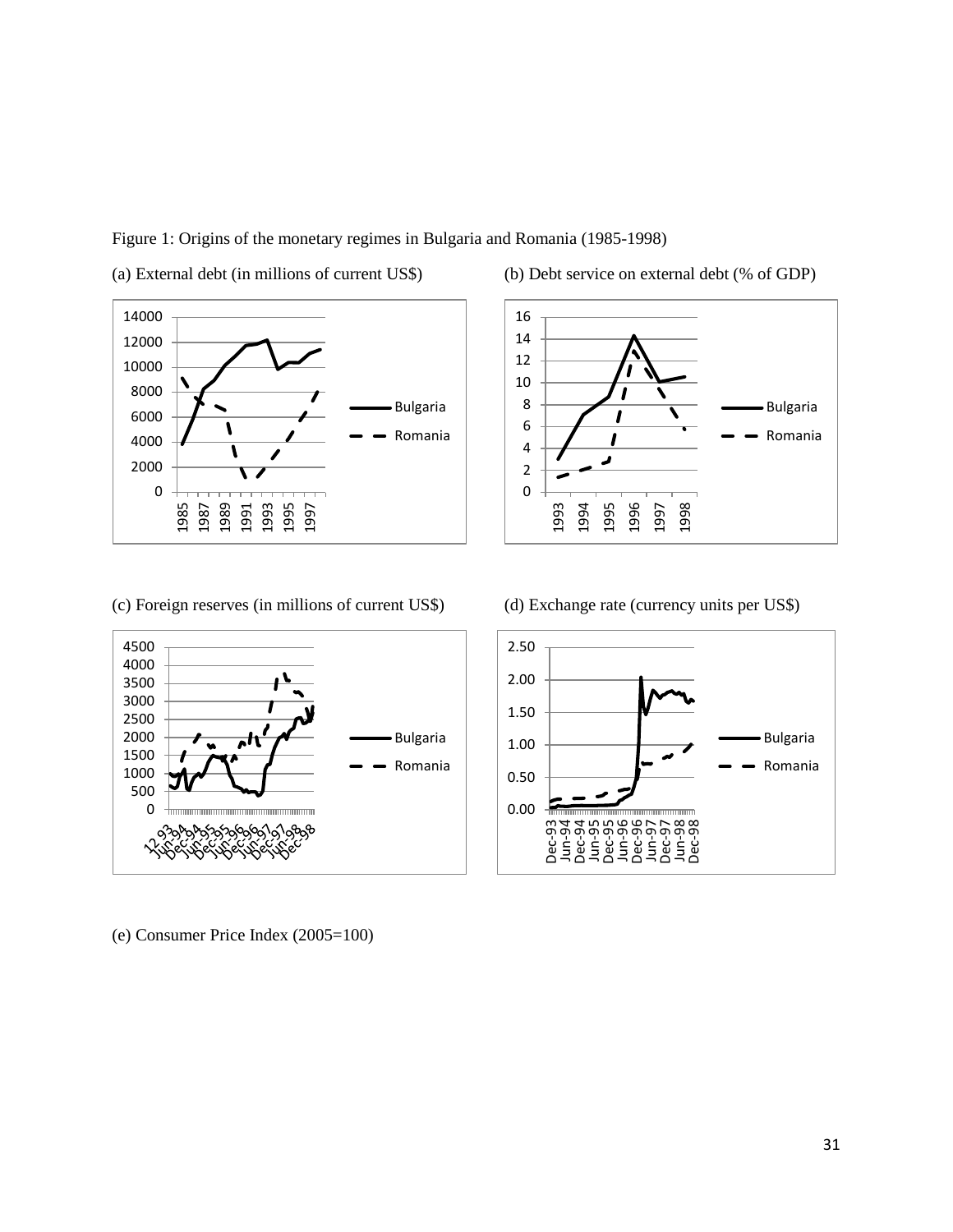Figure 1: Origins of the monetary regimes in Bulgaria and Romania (1985-1998)

(a) External debt (in millions of current US$)

(b) Debt service on external debt (% of GDP)

(c) Foreign reserves (in millions of current US$)

(d) Exchange rate (currency units per US$)

(e) Consumer Price Index (2005=100)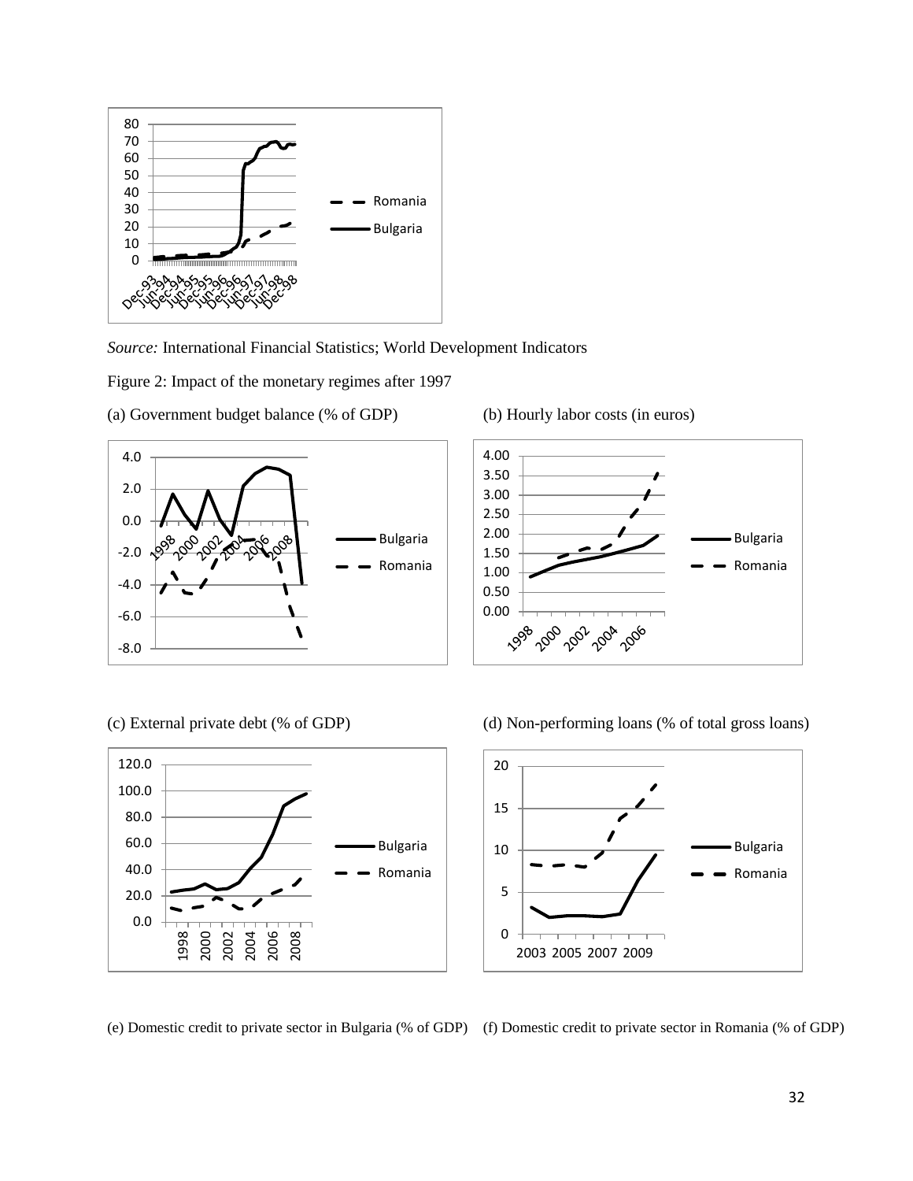*Source:* International Financial Statistics; World Development Indicators

Figure 2: Impact of the monetary regimes after 1997

(a) Government budget balance (% of GDP)

(b) Hourly labor costs (in euros)

(c) External private debt (% of GDP)

(d) Non-performing loans (% of total gross loans)

(e) Domestic credit to private sector in Bulgaria (% of GDP)

(f) Domestic credit to private sector in Romania (% of GDP)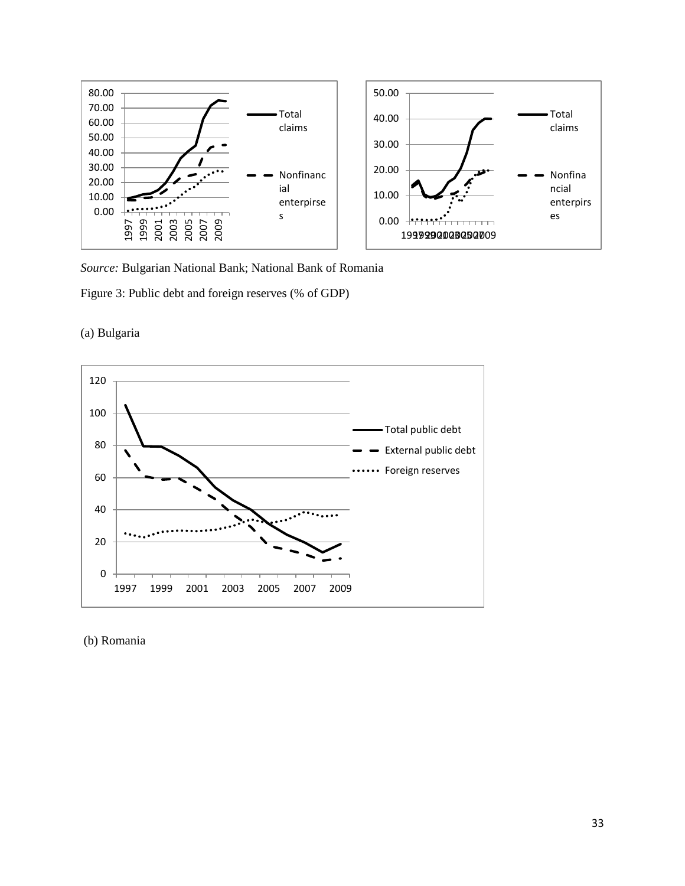*Source:* Bulgarian National Bank; National Bank of Romania

Figure 3: Public debt and foreign reserves (% of GDP)

(a) Bulgaria

(b) Romania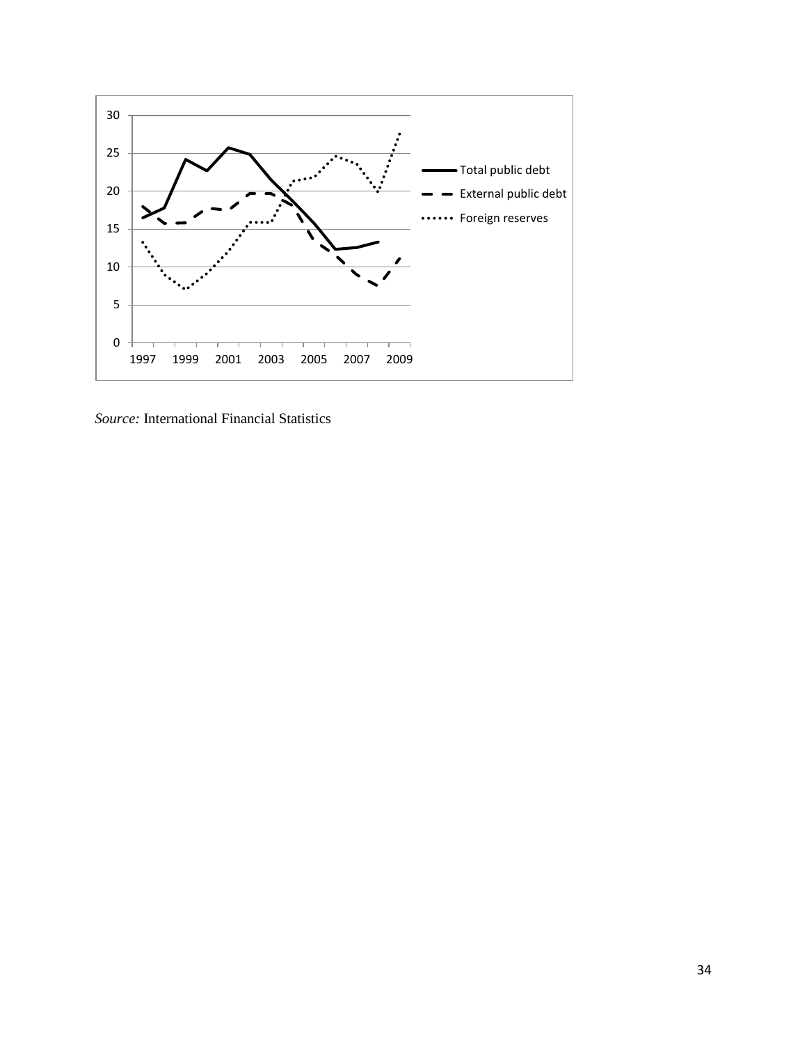30
25
20
15
10
5
0
1997 1999 2001 2003 2005 2007 2009

Total public debt
External public debt
Foreign reserves

*Source:* International Financial Statistics